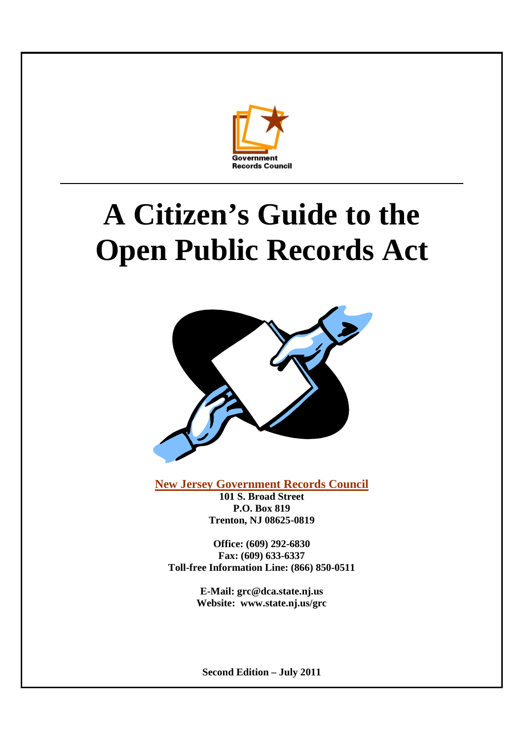Government Records Council

# A Citizen's Guide to the Open Public Records Act

**New Jersey Government Records Council**
**101 S. Broad Street**
**P.O. Box 819**
**Trenton, NJ 08625-0819**

**Office: (609) 292-6830**
**Fax: (609) 633-6337**
**Toll-free Information Line: (866) 850-0511**

**E-Mail: grc@dca.state.nj.us**
**Website: www.state.nj.us/grc**

**Second Edition – July 2011**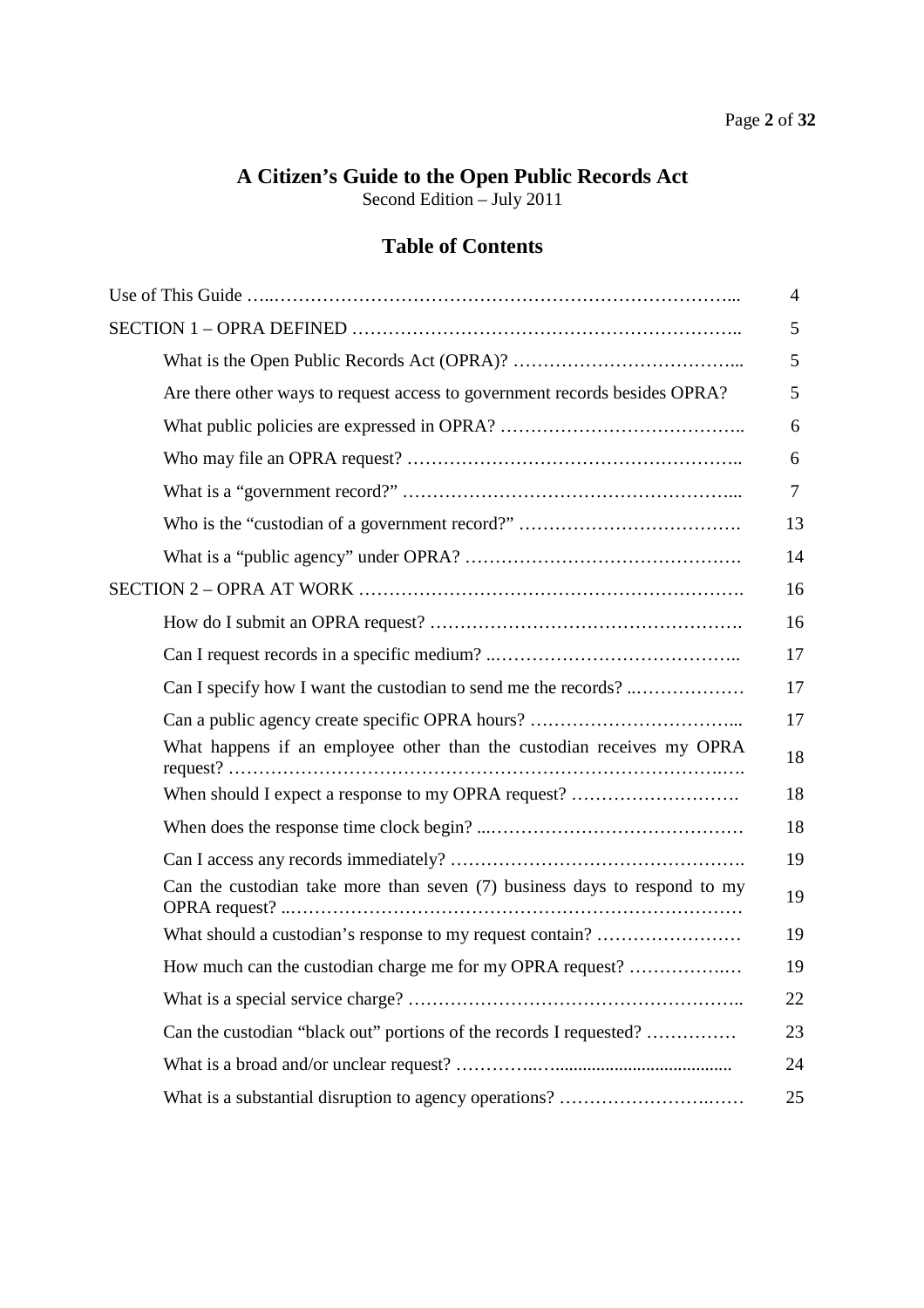# A Citizen's Guide to the Open Public Records Act

Second Edition – July 2011

## Table of Contents

| | |
|---|---|
| Use of This Guide | 4 |
| SECTION 1 – OPRA DEFINED | 5 |
| What is the Open Public Records Act (OPRA)? | 5 |
| Are there other ways to request access to government records besides OPRA? | 5 |
| What public policies are expressed in OPRA? | 6 |
| Who may file an OPRA request? | 6 |
| What is a "government record?" | 7 |
| Who is the "custodian of a government record?" | 13 |
| What is a "public agency" under OPRA? | 14 |
| SECTION 2 – OPRA AT WORK | 16 |
| How do I submit an OPRA request? | 16 |
| Can I request records in a specific medium? | 17 |
| Can I specify how I want the custodian to send me the records? | 17 |
| Can a public agency create specific OPRA hours? | 17 |
| What happens if an employee other than the custodian receives my OPRA request? | 18 |
| When should I expect a response to my OPRA request? | 18 |
| When does the response time clock begin? | 18 |
| Can I access any records immediately? | 19 |
| Can the custodian take more than seven (7) business days to respond to my OPRA request? | 19 |
| What should a custodian's response to my request contain? | 19 |
| How much can the custodian charge me for my OPRA request? | 19 |
| What is a special service charge? | 22 |
| Can the custodian "black out" portions of the records I requested? | 23 |
| What is a broad and/or unclear request? | 24 |
| What is a substantial disruption to agency operations? | 25 |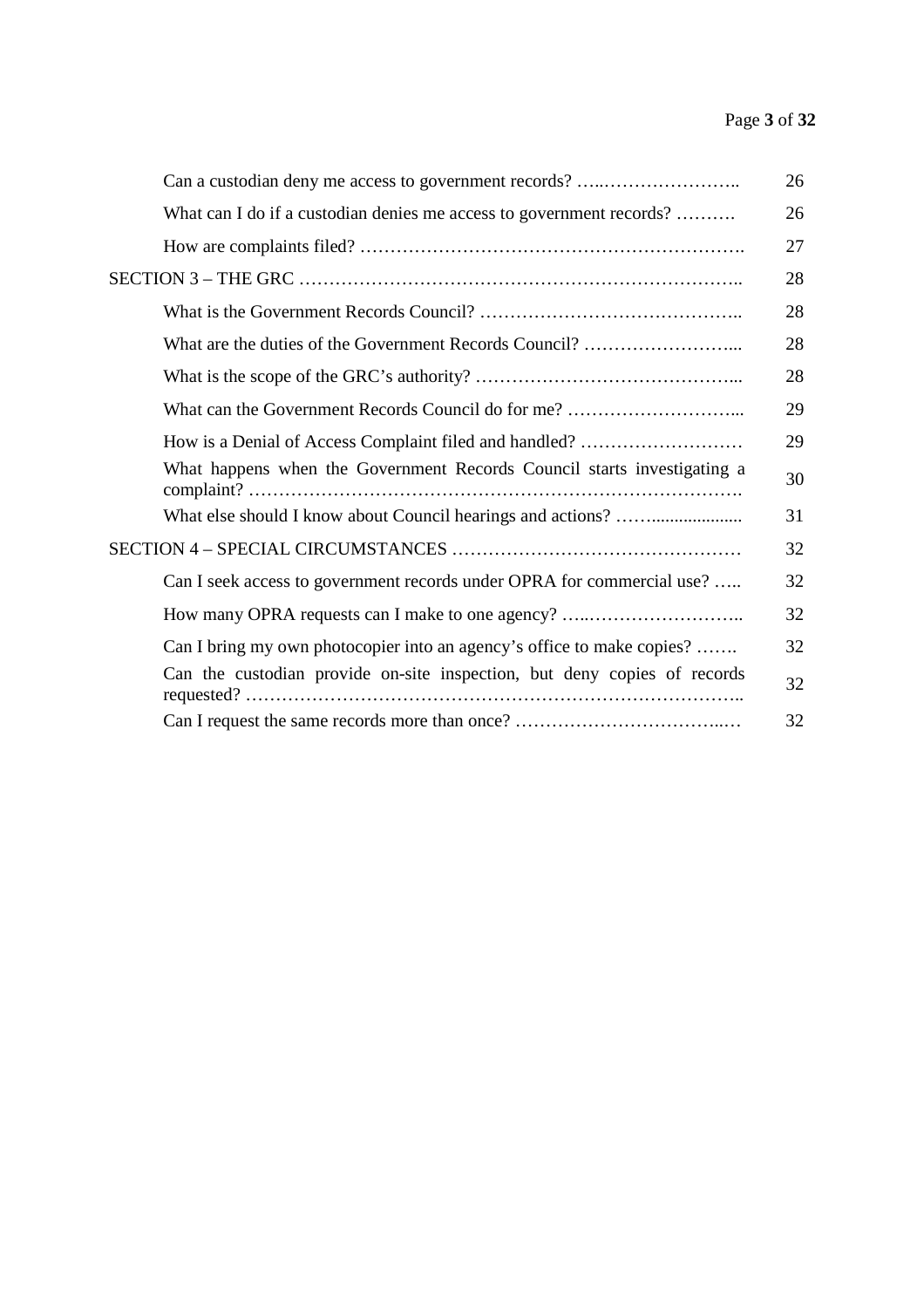| | |
|---|---|
| Can a custodian deny me access to government records? …..………………….. | 26 |
| What can I do if a custodian denies me access to government records? ………. | 26 |
| How are complaints filed? ……………………………………………………. | 27 |
| SECTION 3 – THE GRC ……………………………………………………………….. | 28 |
| What is the Government Records Council? …………………………………….. | 28 |
| What are the duties of the Government Records Council? ……………………... | 28 |
| What is the scope of the GRC's authority? ……………………………………... | 28 |
| What can the Government Records Council do for me? ………………………... | 29 |
| How is a Denial of Access Complaint filed and handled? ……………………… | 29 |
| What happens when the Government Records Council starts investigating a complaint? ………………………………………………………………………. | 30 |
| What else should I know about Council hearings and actions? ……................... | 31 |
| SECTION 4 – SPECIAL CIRCUMSTANCES ………………………………………… | 32 |
| Can I seek access to government records under OPRA for commercial use? ….. | 32 |
| How many OPRA requests can I make to one agency? …..…………………….. | 32 |
| Can I bring my own photocopier into an agency's office to make copies? ……. | 32 |
| Can the custodian provide on-site inspection, but deny copies of records requested? ……………………………………………………………………….. | 32 |
| Can I request the same records more than once? ………………………………..… | 32 |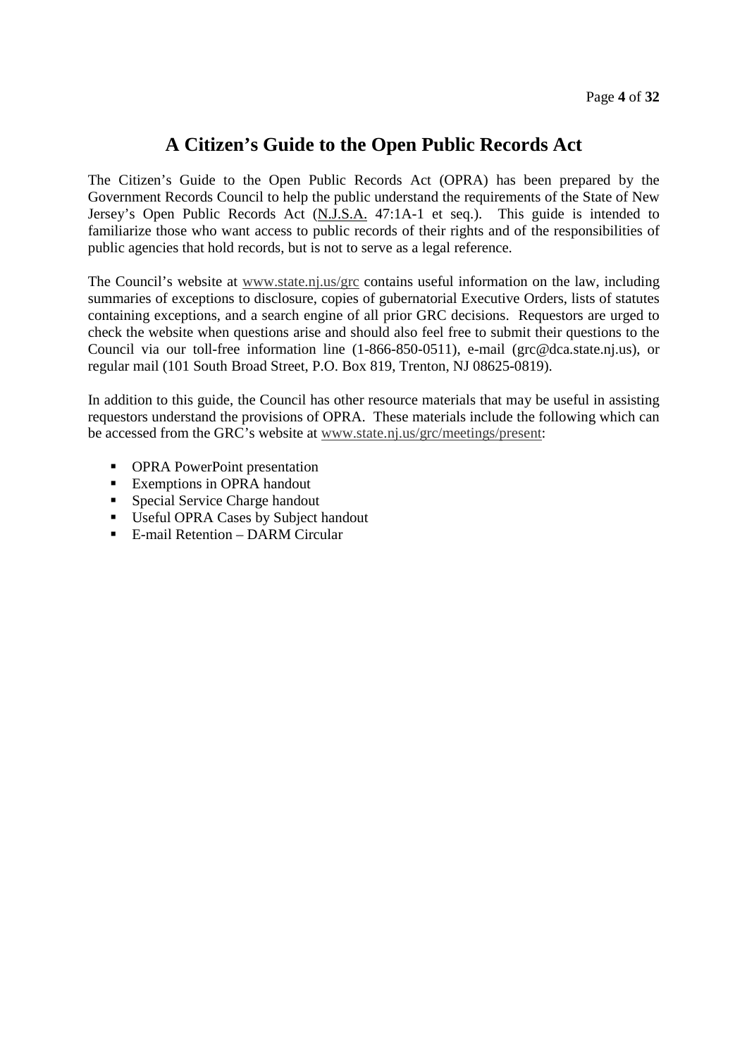# A Citizen's Guide to the Open Public Records Act

The Citizen's Guide to the Open Public Records Act (OPRA) has been prepared by the Government Records Council to help the public understand the requirements of the State of New Jersey's Open Public Records Act (N.J.S.A. 47:1A-1 et seq.). This guide is intended to familiarize those who want access to public records of their rights and of the responsibilities of public agencies that hold records, but is not to serve as a legal reference.

The Council's website at www.state.nj.us/grc contains useful information on the law, including summaries of exceptions to disclosure, copies of gubernatorial Executive Orders, lists of statutes containing exceptions, and a search engine of all prior GRC decisions. Requestors are urged to check the website when questions arise and should also feel free to submit their questions to the Council via our toll-free information line (1-866-850-0511), e-mail (grc@dca.state.nj.us), or regular mail (101 South Broad Street, P.O. Box 819, Trenton, NJ 08625-0819).

In addition to this guide, the Council has other resource materials that may be useful in assisting requestors understand the provisions of OPRA. These materials include the following which can be accessed from the GRC's website at www.state.nj.us/grc/meetings/present:

- OPRA PowerPoint presentation
- Exemptions in OPRA handout
- Special Service Charge handout
- Useful OPRA Cases by Subject handout
- E-mail Retention – DARM Circular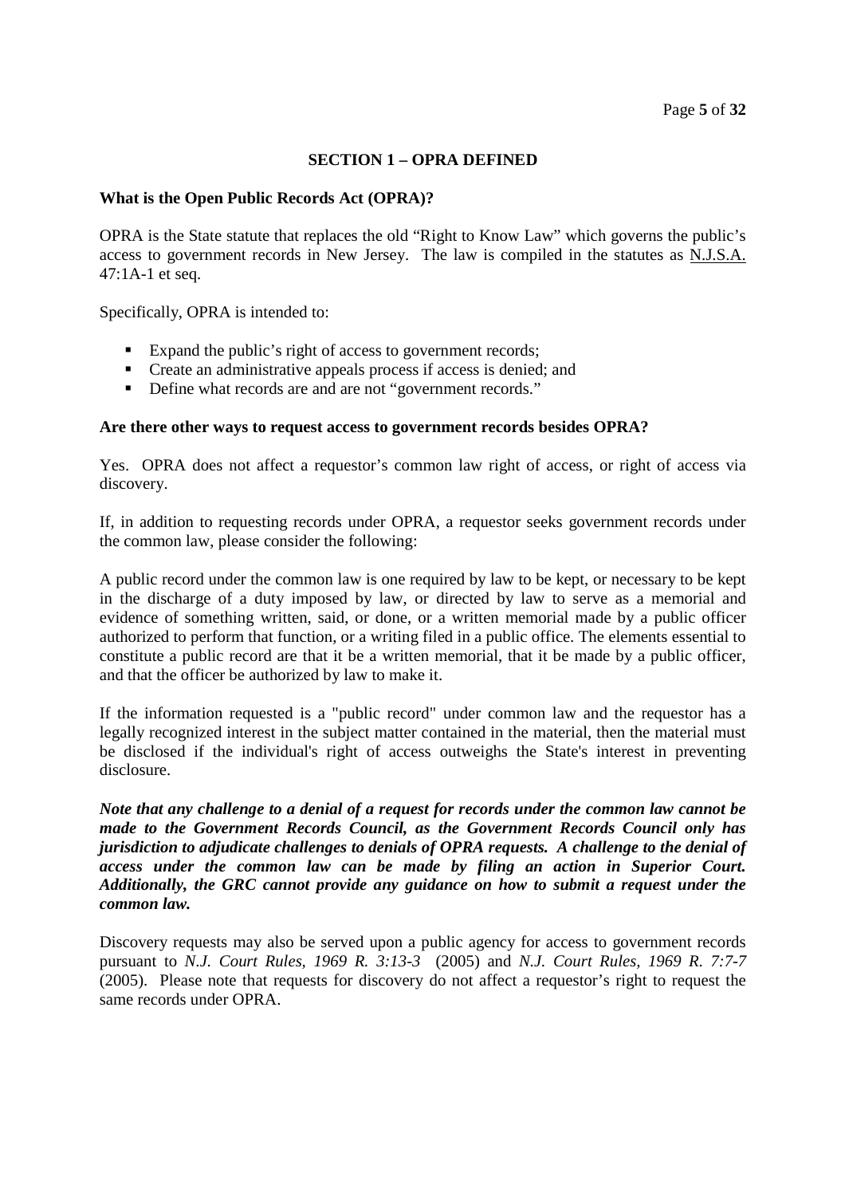## SECTION 1 – OPRA DEFINED

**What is the Open Public Records Act (OPRA)?**

OPRA is the State statute that replaces the old "Right to Know Law" which governs the public's access to government records in New Jersey. The law is compiled in the statutes as N.J.S.A. 47:1A-1 et seq.

Specifically, OPRA is intended to:

- Expand the public's right of access to government records;
- Create an administrative appeals process if access is denied; and
- Define what records are and are not "government records."

**Are there other ways to request access to government records besides OPRA?**

Yes. OPRA does not affect a requestor's common law right of access, or right of access via discovery.

If, in addition to requesting records under OPRA, a requestor seeks government records under the common law, please consider the following:

A public record under the common law is one required by law to be kept, or necessary to be kept in the discharge of a duty imposed by law, or directed by law to serve as a memorial and evidence of something written, said, or done, or a written memorial made by a public officer authorized to perform that function, or a writing filed in a public office. The elements essential to constitute a public record are that it be a written memorial, that it be made by a public officer, and that the officer be authorized by law to make it.

If the information requested is a "public record" under common law and the requestor has a legally recognized interest in the subject matter contained in the material, then the material must be disclosed if the individual's right of access outweighs the State's interest in preventing disclosure.

***Note that any challenge to a denial of a request for records under the common law cannot be made to the Government Records Council, as the Government Records Council only has jurisdiction to adjudicate challenges to denials of OPRA requests. A challenge to the denial of access under the common law can be made by filing an action in Superior Court. Additionally, the GRC cannot provide any guidance on how to submit a request under the common law.***

Discovery requests may also be served upon a public agency for access to government records pursuant to *N.J. Court Rules, 1969 R. 3:13-3* (2005) and *N.J. Court Rules, 1969 R. 7:7-7* (2005). Please note that requests for discovery do not affect a requestor's right to request the same records under OPRA.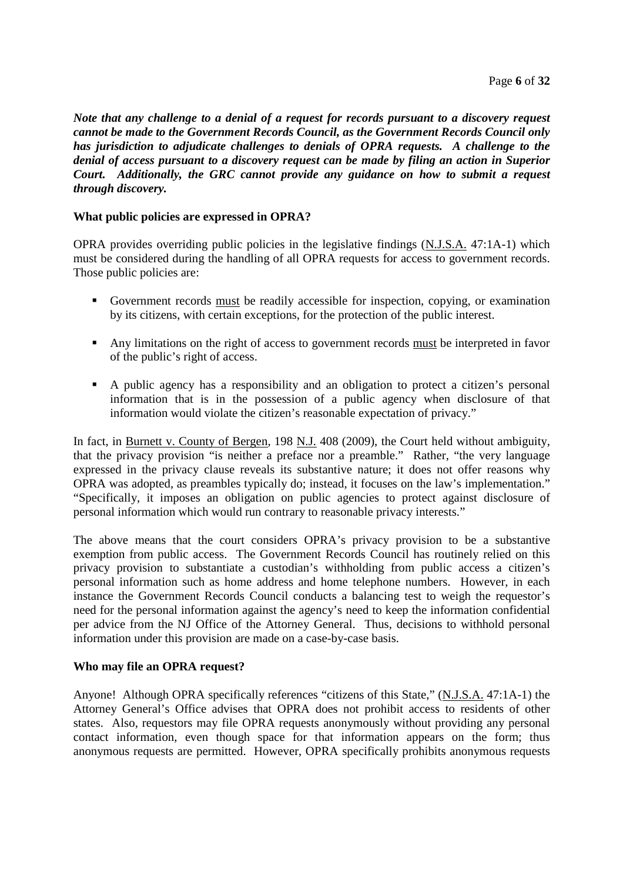***Note that any challenge to a denial of a request for records pursuant to a discovery request cannot be made to the Government Records Council, as the Government Records Council only has jurisdiction to adjudicate challenges to denials of OPRA requests. A challenge to the denial of access pursuant to a discovery request can be made by filing an action in Superior Court. Additionally, the GRC cannot provide any guidance on how to submit a request through discovery.***

**What public policies are expressed in OPRA?**

OPRA provides overriding public policies in the legislative findings (N.J.S.A. 47:1A-1) which must be considered during the handling of all OPRA requests for access to government records. Those public policies are:

- Government records must be readily accessible for inspection, copying, or examination by its citizens, with certain exceptions, for the protection of the public interest.
- Any limitations on the right of access to government records must be interpreted in favor of the public's right of access.
- A public agency has a responsibility and an obligation to protect a citizen's personal information that is in the possession of a public agency when disclosure of that information would violate the citizen's reasonable expectation of privacy."

In fact, in Burnett v. County of Bergen, 198 N.J. 408 (2009), the Court held without ambiguity, that the privacy provision "is neither a preface nor a preamble." Rather, "the very language expressed in the privacy clause reveals its substantive nature; it does not offer reasons why OPRA was adopted, as preambles typically do; instead, it focuses on the law's implementation." "Specifically, it imposes an obligation on public agencies to protect against disclosure of personal information which would run contrary to reasonable privacy interests."

The above means that the court considers OPRA's privacy provision to be a substantive exemption from public access. The Government Records Council has routinely relied on this privacy provision to substantiate a custodian's withholding from public access a citizen's personal information such as home address and home telephone numbers. However, in each instance the Government Records Council conducts a balancing test to weigh the requestor's need for the personal information against the agency's need to keep the information confidential per advice from the NJ Office of the Attorney General. Thus, decisions to withhold personal information under this provision are made on a case-by-case basis.

**Who may file an OPRA request?**

Anyone! Although OPRA specifically references "citizens of this State," (N.J.S.A. 47:1A-1) the Attorney General's Office advises that OPRA does not prohibit access to residents of other states. Also, requestors may file OPRA requests anonymously without providing any personal contact information, even though space for that information appears on the form; thus anonymous requests are permitted. However, OPRA specifically prohibits anonymous requests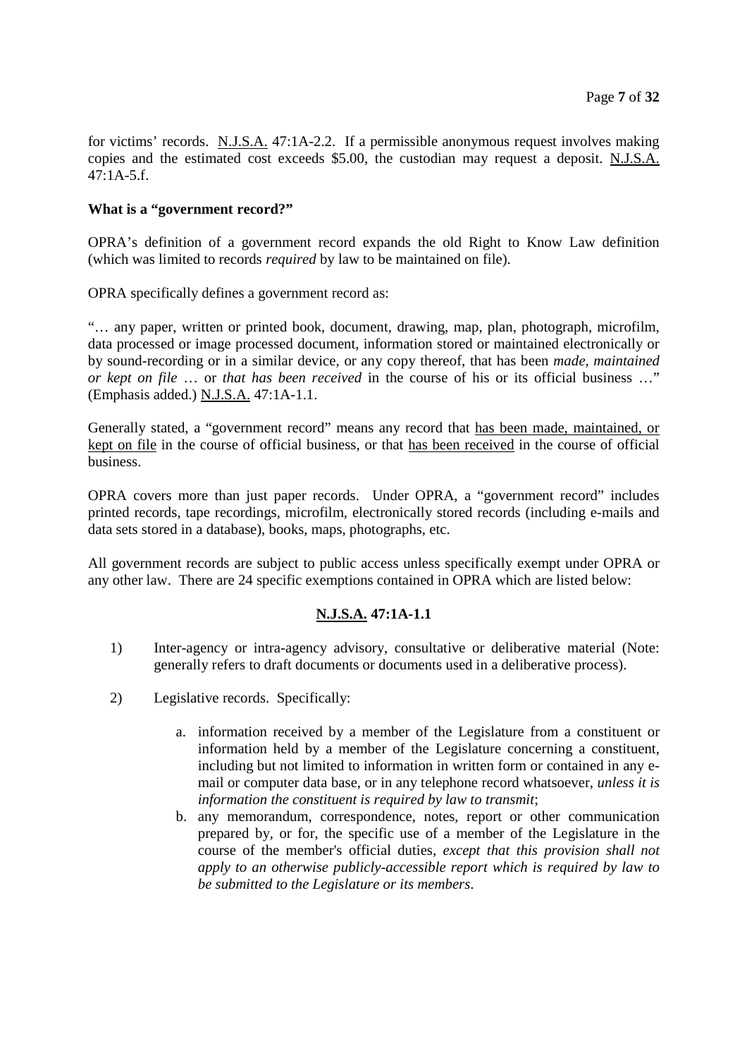for victims' records. N.J.S.A. 47:1A-2.2. If a permissible anonymous request involves making copies and the estimated cost exceeds $5.00, the custodian may request a deposit. N.J.S.A. 47:1A-5.f.

**What is a "government record?"**

OPRA's definition of a government record expands the old Right to Know Law definition (which was limited to records *required* by law to be maintained on file).

OPRA specifically defines a government record as:

"… any paper, written or printed book, document, drawing, map, plan, photograph, microfilm, data processed or image processed document, information stored or maintained electronically or by sound-recording or in a similar device, or any copy thereof, that has been *made, maintained or kept on file* … or *that has been received* in the course of his or its official business …" (Emphasis added.) N.J.S.A. 47:1A-1.1.

Generally stated, a "government record" means any record that has been made, maintained, or kept on file in the course of official business, or that has been received in the course of official business.

OPRA covers more than just paper records. Under OPRA, a "government record" includes printed records, tape recordings, microfilm, electronically stored records (including e-mails and data sets stored in a database), books, maps, photographs, etc.

All government records are subject to public access unless specifically exempt under OPRA or any other law. There are 24 specific exemptions contained in OPRA which are listed below:

**N.J.S.A. 47:1A-1.1**

1) Inter-agency or intra-agency advisory, consultative or deliberative material (Note: generally refers to draft documents or documents used in a deliberative process).

2) Legislative records. Specifically:

   a. information received by a member of the Legislature from a constituent or information held by a member of the Legislature concerning a constituent, including but not limited to information in written form or contained in any e-mail or computer data base, or in any telephone record whatsoever, *unless it is information the constituent is required by law to transmit*;

   b. any memorandum, correspondence, notes, report or other communication prepared by, or for, the specific use of a member of the Legislature in the course of the member's official duties, *except that this provision shall not apply to an otherwise publicly-accessible report which is required by law to be submitted to the Legislature or its members*.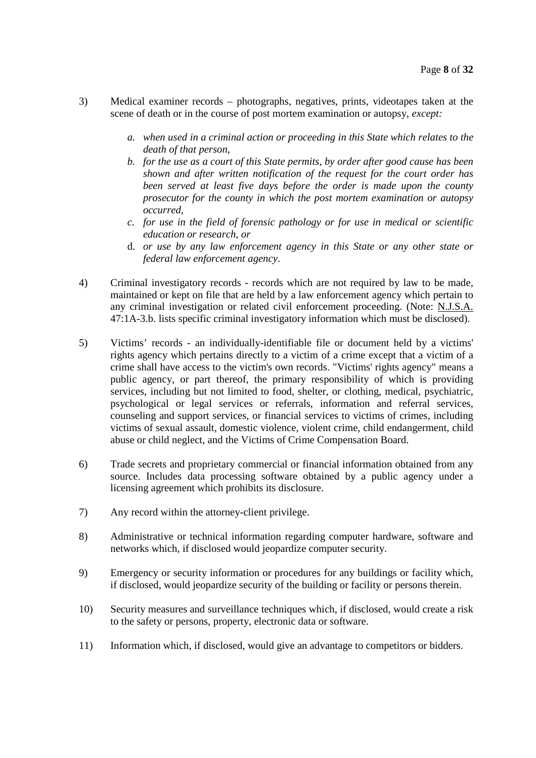3) Medical examiner records – photographs, negatives, prints, videotapes taken at the scene of death or in the course of post mortem examination or autopsy, *except:*

   a. *when used in a criminal action or proceeding in this State which relates to the death of that person,*
   b. *for the use as a court of this State permits, by order after good cause has been shown and after written notification of the request for the court order has been served at least five days before the order is made upon the county prosecutor for the county in which the post mortem examination or autopsy occurred,*
   c. *for use in the field of forensic pathology or for use in medical or scientific education or research, or*
   d. *or use by any law enforcement agency in this State or any other state or federal law enforcement agency*.

4) Criminal investigatory records - records which are not required by law to be made, maintained or kept on file that are held by a law enforcement agency which pertain to any criminal investigation or related civil enforcement proceeding. (Note: N.J.S.A. 47:1A-3.b. lists specific criminal investigatory information which must be disclosed).

5) Victims' records - an individually-identifiable file or document held by a victims' rights agency which pertains directly to a victim of a crime except that a victim of a crime shall have access to the victim's own records. "Victims' rights agency" means a public agency, or part thereof, the primary responsibility of which is providing services, including but not limited to food, shelter, or clothing, medical, psychiatric, psychological or legal services or referrals, information and referral services, counseling and support services, or financial services to victims of crimes, including victims of sexual assault, domestic violence, violent crime, child endangerment, child abuse or child neglect, and the Victims of Crime Compensation Board.

6) Trade secrets and proprietary commercial or financial information obtained from any source. Includes data processing software obtained by a public agency under a licensing agreement which prohibits its disclosure.

7) Any record within the attorney-client privilege.

8) Administrative or technical information regarding computer hardware, software and networks which, if disclosed would jeopardize computer security.

9) Emergency or security information or procedures for any buildings or facility which, if disclosed, would jeopardize security of the building or facility or persons therein.

10) Security measures and surveillance techniques which, if disclosed, would create a risk to the safety or persons, property, electronic data or software.

11) Information which, if disclosed, would give an advantage to competitors or bidders.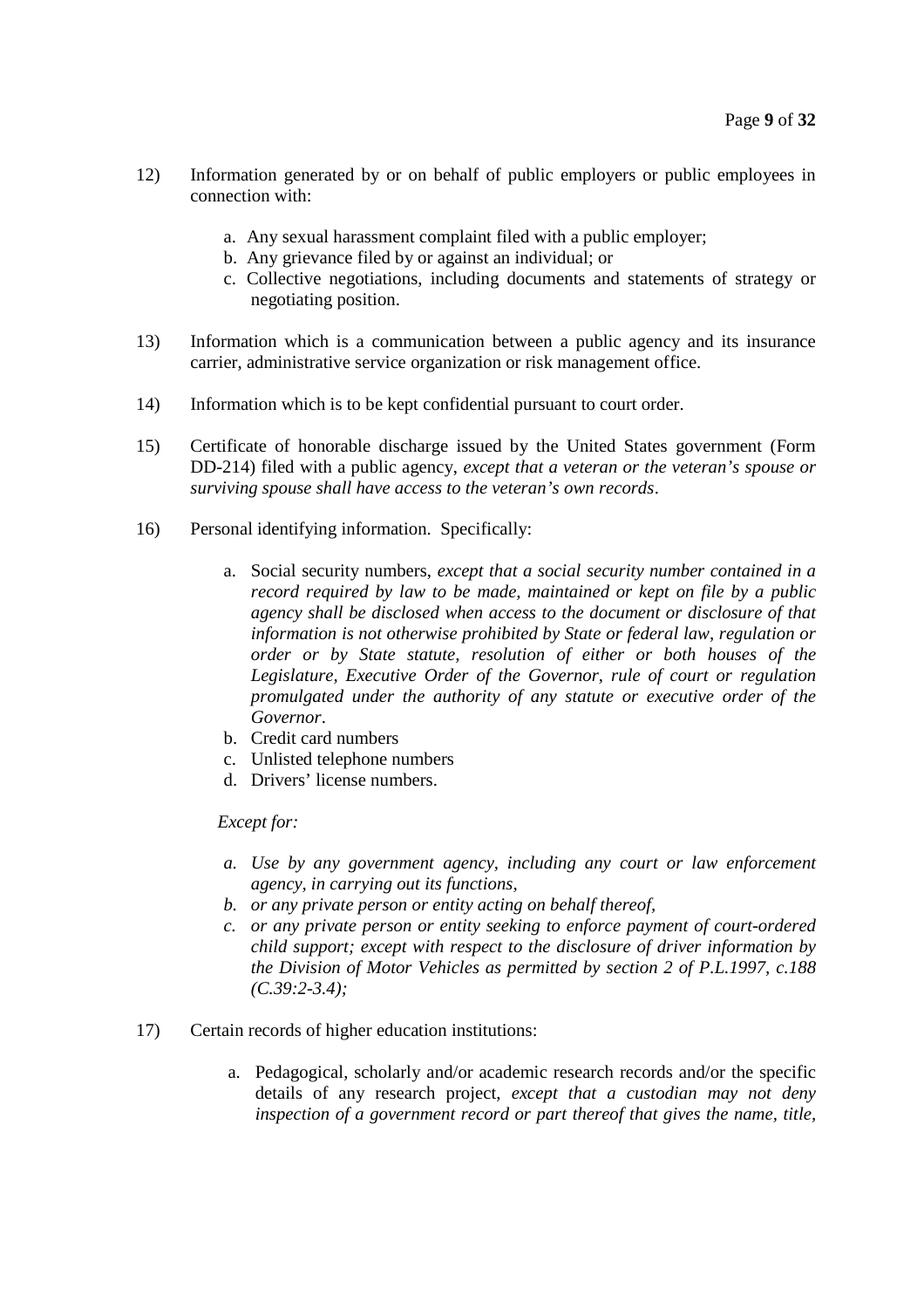12) Information generated by or on behalf of public employers or public employees in connection with:

    a. Any sexual harassment complaint filed with a public employer;
    b. Any grievance filed by or against an individual; or
    c. Collective negotiations, including documents and statements of strategy or negotiating position.

13) Information which is a communication between a public agency and its insurance carrier, administrative service organization or risk management office.

14) Information which is to be kept confidential pursuant to court order.

15) Certificate of honorable discharge issued by the United States government (Form DD-214) filed with a public agency, *except that a veteran or the veteran's spouse or surviving spouse shall have access to the veteran's own records*.

16) Personal identifying information. Specifically:

    a. Social security numbers, *except that a social security number contained in a record required by law to be made, maintained or kept on file by a public agency shall be disclosed when access to the document or disclosure of that information is not otherwise prohibited by State or federal law, regulation or order or by State statute, resolution of either or both houses of the Legislature, Executive Order of the Governor, rule of court or regulation promulgated under the authority of any statute or executive order of the Governor*.
    b. Credit card numbers
    c. Unlisted telephone numbers
    d. Drivers' license numbers.

    *Except for:*

    *a. Use by any government agency, including any court or law enforcement agency, in carrying out its functions,*
    *b. or any private person or entity acting on behalf thereof,*
    *c. or any private person or entity seeking to enforce payment of court-ordered child support; except with respect to the disclosure of driver information by the Division of Motor Vehicles as permitted by section 2 of P.L.1997, c.188 (C.39:2-3.4);*

17) Certain records of higher education institutions:

    a. Pedagogical, scholarly and/or academic research records and/or the specific details of any research project, *except that a custodian may not deny inspection of a government record or part thereof that gives the name, title,*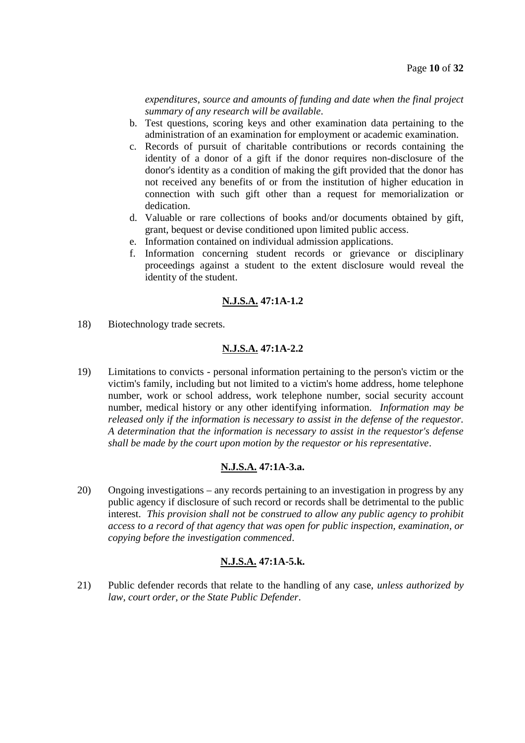*expenditures, source and amounts of funding and date when the final project summary of any research will be available*.

b. Test questions, scoring keys and other examination data pertaining to the administration of an examination for employment or academic examination.
c. Records of pursuit of charitable contributions or records containing the identity of a donor of a gift if the donor requires non-disclosure of the donor's identity as a condition of making the gift provided that the donor has not received any benefits of or from the institution of higher education in connection with such gift other than a request for memorialization or dedication.
d. Valuable or rare collections of books and/or documents obtained by gift, grant, bequest or devise conditioned upon limited public access.
e. Information contained on individual admission applications.
f. Information concerning student records or grievance or disciplinary proceedings against a student to the extent disclosure would reveal the identity of the student.

**<u>N.J.S.A.</u> 47:1A-1.2**

18) Biotechnology trade secrets.

**<u>N.J.S.A.</u> 47:1A-2.2**

19) Limitations to convicts - personal information pertaining to the person's victim or the victim's family, including but not limited to a victim's home address, home telephone number, work or school address, work telephone number, social security account number, medical history or any other identifying information. *Information may be released only if the information is necessary to assist in the defense of the requestor. A determination that the information is necessary to assist in the requestor's defense shall be made by the court upon motion by the requestor or his representative*.

**<u>N.J.S.A.</u> 47:1A-3.a.**

20) Ongoing investigations – any records pertaining to an investigation in progress by any public agency if disclosure of such record or records shall be detrimental to the public interest. *This provision shall not be construed to allow any public agency to prohibit access to a record of that agency that was open for public inspection, examination, or copying before the investigation commenced*.

**<u>N.J.S.A.</u> 47:1A-5.k.**

21) Public defender records that relate to the handling of any case, *unless authorized by law, court order, or the State Public Defender*.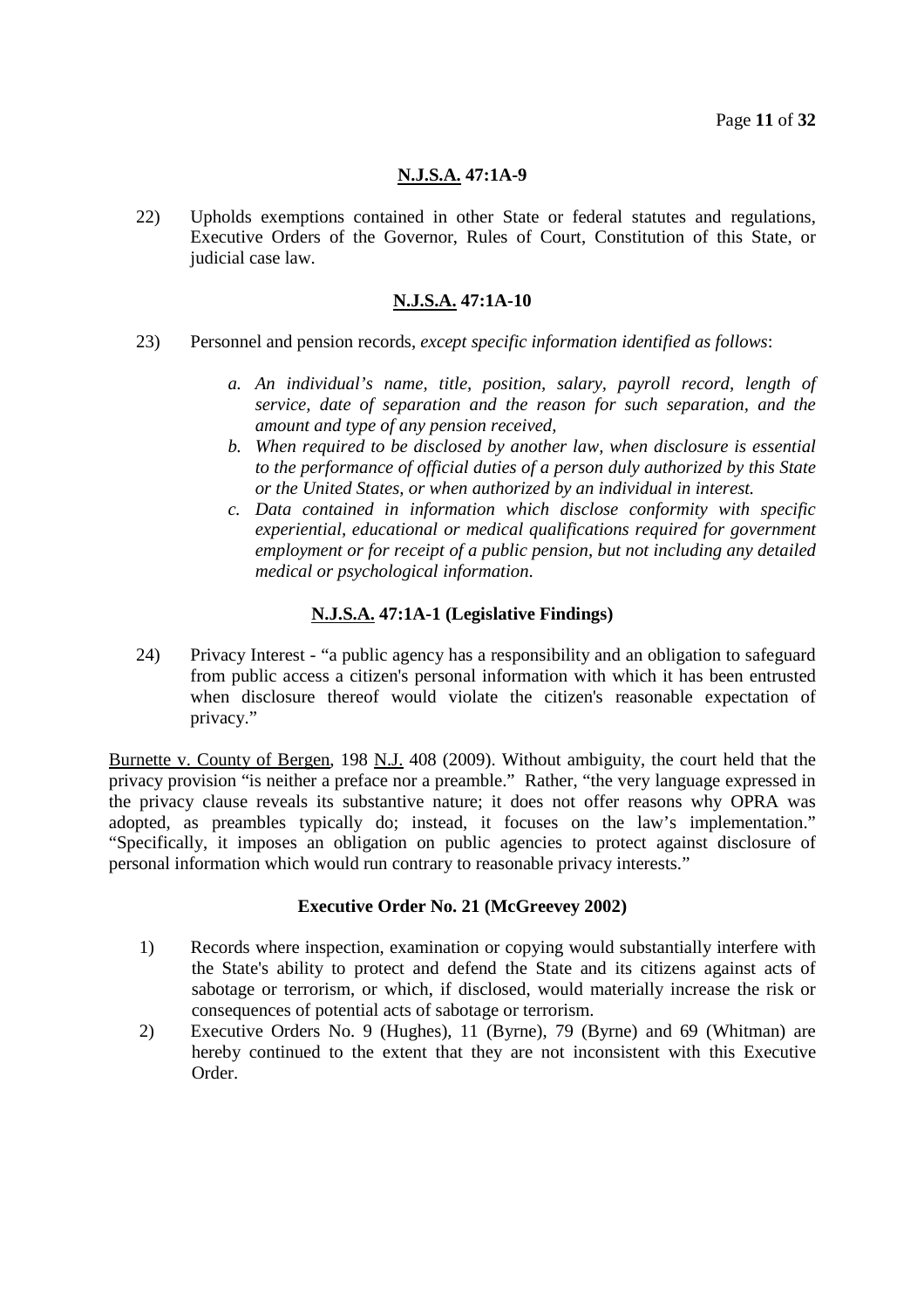### N.J.S.A. 47:1A-9

22) Upholds exemptions contained in other State or federal statutes and regulations, Executive Orders of the Governor, Rules of Court, Constitution of this State, or judicial case law.

### N.J.S.A. 47:1A-10

23) Personnel and pension records, *except specific information identified as follows*:

   *a. An individual's name, title, position, salary, payroll record, length of service, date of separation and the reason for such separation, and the amount and type of any pension received,*

   *b. When required to be disclosed by another law, when disclosure is essential to the performance of official duties of a person duly authorized by this State or the United States, or when authorized by an individual in interest.*

   *c. Data contained in information which disclose conformity with specific experiential, educational or medical qualifications required for government employment or for receipt of a public pension, but not including any detailed medical or psychological information.*

### N.J.S.A. 47:1A-1 (Legislative Findings)

24) Privacy Interest - "a public agency has a responsibility and an obligation to safeguard from public access a citizen's personal information with which it has been entrusted when disclosure thereof would violate the citizen's reasonable expectation of privacy."

Burnette v. County of Bergen, 198 N.J. 408 (2009). Without ambiguity, the court held that the privacy provision "is neither a preface nor a preamble." Rather, "the very language expressed in the privacy clause reveals its substantive nature; it does not offer reasons why OPRA was adopted, as preambles typically do; instead, it focuses on the law's implementation." "Specifically, it imposes an obligation on public agencies to protect against disclosure of personal information which would run contrary to reasonable privacy interests."

### Executive Order No. 21 (McGreevey 2002)

1) Records where inspection, examination or copying would substantially interfere with the State's ability to protect and defend the State and its citizens against acts of sabotage or terrorism, or which, if disclosed, would materially increase the risk or consequences of potential acts of sabotage or terrorism.

2) Executive Orders No. 9 (Hughes), 11 (Byrne), 79 (Byrne) and 69 (Whitman) are hereby continued to the extent that they are not inconsistent with this Executive Order.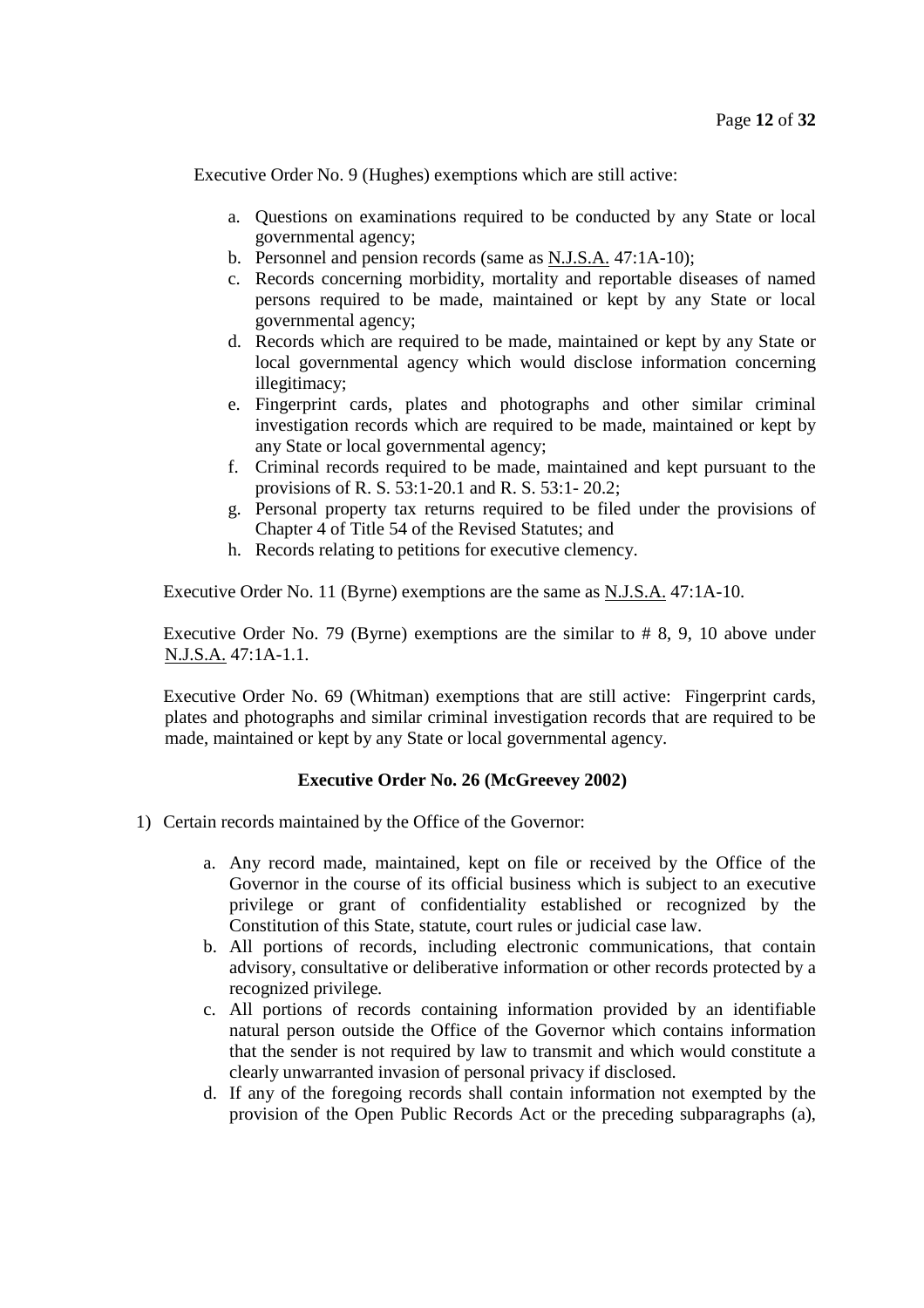Executive Order No. 9 (Hughes) exemptions which are still active:

a. Questions on examinations required to be conducted by any State or local governmental agency;
b. Personnel and pension records (same as N.J.S.A. 47:1A-10);
c. Records concerning morbidity, mortality and reportable diseases of named persons required to be made, maintained or kept by any State or local governmental agency;
d. Records which are required to be made, maintained or kept by any State or local governmental agency which would disclose information concerning illegitimacy;
e. Fingerprint cards, plates and photographs and other similar criminal investigation records which are required to be made, maintained or kept by any State or local governmental agency;
f. Criminal records required to be made, maintained and kept pursuant to the provisions of R. S. 53:1-20.1 and R. S. 53:1- 20.2;
g. Personal property tax returns required to be filed under the provisions of Chapter 4 of Title 54 of the Revised Statutes; and
h. Records relating to petitions for executive clemency.

Executive Order No. 11 (Byrne) exemptions are the same as N.J.S.A. 47:1A-10.

Executive Order No. 79 (Byrne) exemptions are the similar to # 8, 9, 10 above under N.J.S.A. 47:1A-1.1.

Executive Order No. 69 (Whitman) exemptions that are still active: Fingerprint cards, plates and photographs and similar criminal investigation records that are required to be made, maintained or kept by any State or local governmental agency.

**Executive Order No. 26 (McGreevey 2002)**

1) Certain records maintained by the Office of the Governor:

   a. Any record made, maintained, kept on file or received by the Office of the Governor in the course of its official business which is subject to an executive privilege or grant of confidentiality established or recognized by the Constitution of this State, statute, court rules or judicial case law.
   b. All portions of records, including electronic communications, that contain advisory, consultative or deliberative information or other records protected by a recognized privilege.
   c. All portions of records containing information provided by an identifiable natural person outside the Office of the Governor which contains information that the sender is not required by law to transmit and which would constitute a clearly unwarranted invasion of personal privacy if disclosed.
   d. If any of the foregoing records shall contain information not exempted by the provision of the Open Public Records Act or the preceding subparagraphs (a),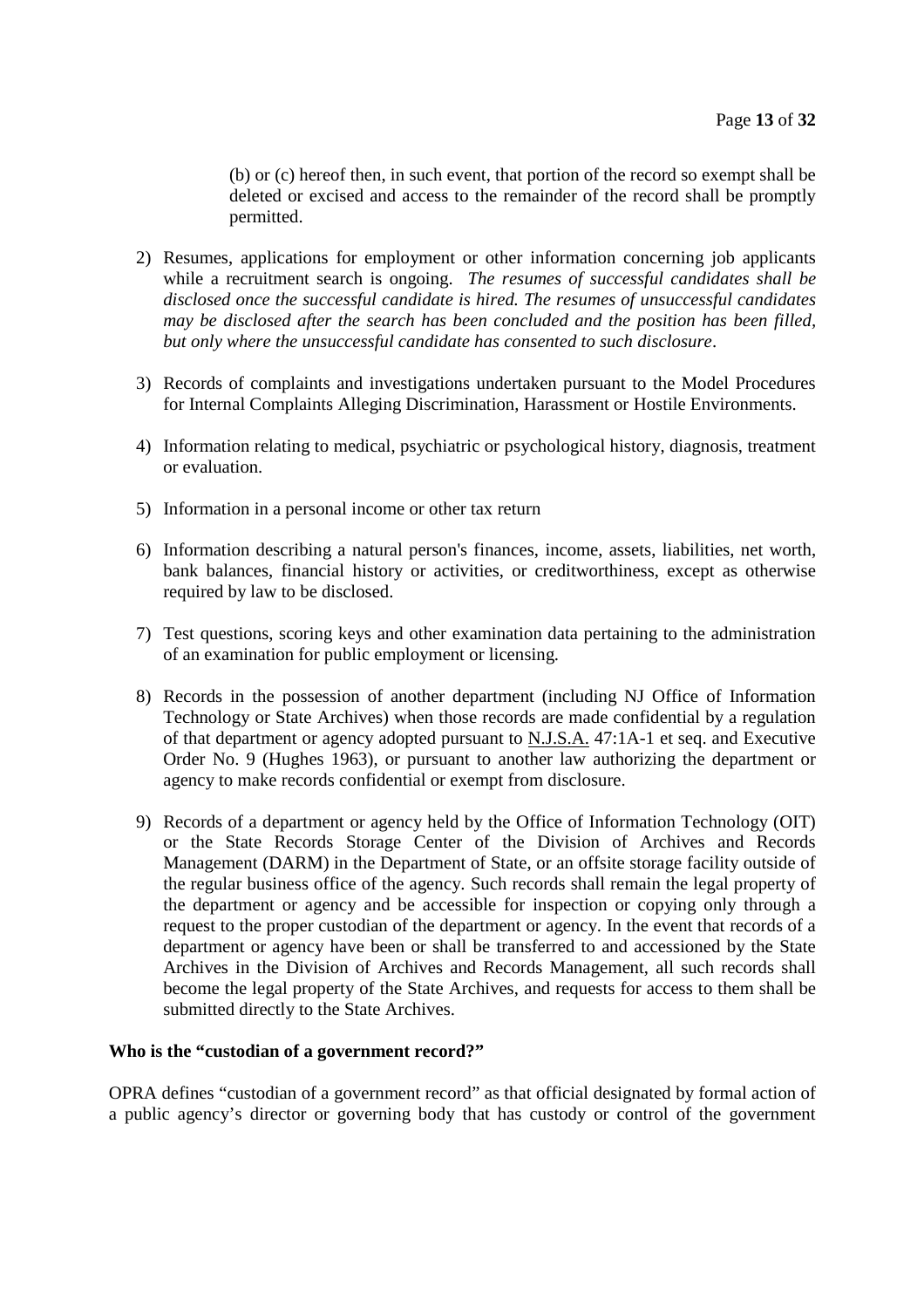(b) or (c) hereof then, in such event, that portion of the record so exempt shall be deleted or excised and access to the remainder of the record shall be promptly permitted.

2) Resumes, applications for employment or other information concerning job applicants while a recruitment search is ongoing. *The resumes of successful candidates shall be disclosed once the successful candidate is hired. The resumes of unsuccessful candidates may be disclosed after the search has been concluded and the position has been filled, but only where the unsuccessful candidate has consented to such disclosure*.

3) Records of complaints and investigations undertaken pursuant to the Model Procedures for Internal Complaints Alleging Discrimination, Harassment or Hostile Environments.

4) Information relating to medical, psychiatric or psychological history, diagnosis, treatment or evaluation.

5) Information in a personal income or other tax return

6) Information describing a natural person's finances, income, assets, liabilities, net worth, bank balances, financial history or activities, or creditworthiness, except as otherwise required by law to be disclosed.

7) Test questions, scoring keys and other examination data pertaining to the administration of an examination for public employment or licensing.

8) Records in the possession of another department (including NJ Office of Information Technology or State Archives) when those records are made confidential by a regulation of that department or agency adopted pursuant to N.J.S.A. 47:1A-1 et seq. and Executive Order No. 9 (Hughes 1963), or pursuant to another law authorizing the department or agency to make records confidential or exempt from disclosure.

9) Records of a department or agency held by the Office of Information Technology (OIT) or the State Records Storage Center of the Division of Archives and Records Management (DARM) in the Department of State, or an offsite storage facility outside of the regular business office of the agency. Such records shall remain the legal property of the department or agency and be accessible for inspection or copying only through a request to the proper custodian of the department or agency. In the event that records of a department or agency have been or shall be transferred to and accessioned by the State Archives in the Division of Archives and Records Management, all such records shall become the legal property of the State Archives, and requests for access to them shall be submitted directly to the State Archives.

**Who is the "custodian of a government record?"**

OPRA defines "custodian of a government record" as that official designated by formal action of a public agency's director or governing body that has custody or control of the government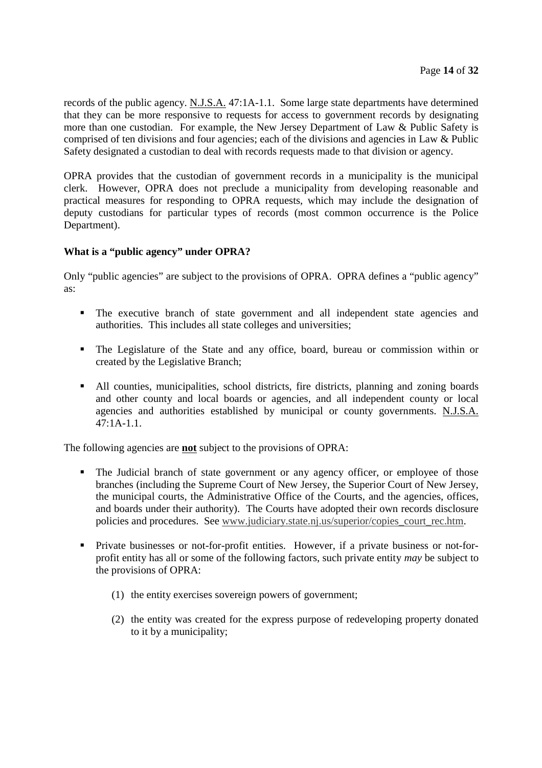records of the public agency. N.J.S.A. 47:1A-1.1. Some large state departments have determined that they can be more responsive to requests for access to government records by designating more than one custodian. For example, the New Jersey Department of Law & Public Safety is comprised of ten divisions and four agencies; each of the divisions and agencies in Law & Public Safety designated a custodian to deal with records requests made to that division or agency.

OPRA provides that the custodian of government records in a municipality is the municipal clerk. However, OPRA does not preclude a municipality from developing reasonable and practical measures for responding to OPRA requests, which may include the designation of deputy custodians for particular types of records (most common occurrence is the Police Department).

**What is a "public agency" under OPRA?**

Only "public agencies" are subject to the provisions of OPRA. OPRA defines a "public agency" as:

- The executive branch of state government and all independent state agencies and authorities. This includes all state colleges and universities;
- The Legislature of the State and any office, board, bureau or commission within or created by the Legislative Branch;
- All counties, municipalities, school districts, fire districts, planning and zoning boards and other county and local boards or agencies, and all independent county or local agencies and authorities established by municipal or county governments. N.J.S.A. 47:1A-1.1.

The following agencies are **not** subject to the provisions of OPRA:

- The Judicial branch of state government or any agency officer, or employee of those branches (including the Supreme Court of New Jersey, the Superior Court of New Jersey, the municipal courts, the Administrative Office of the Courts, and the agencies, offices, and boards under their authority). The Courts have adopted their own records disclosure policies and procedures. See www.judiciary.state.nj.us/superior/copies_court_rec.htm.
- Private businesses or not-for-profit entities. However, if a private business or not-for-profit entity has all or some of the following factors, such private entity *may* be subject to the provisions of OPRA:
    (1) the entity exercises sovereign powers of government;
    (2) the entity was created for the express purpose of redeveloping property donated to it by a municipality;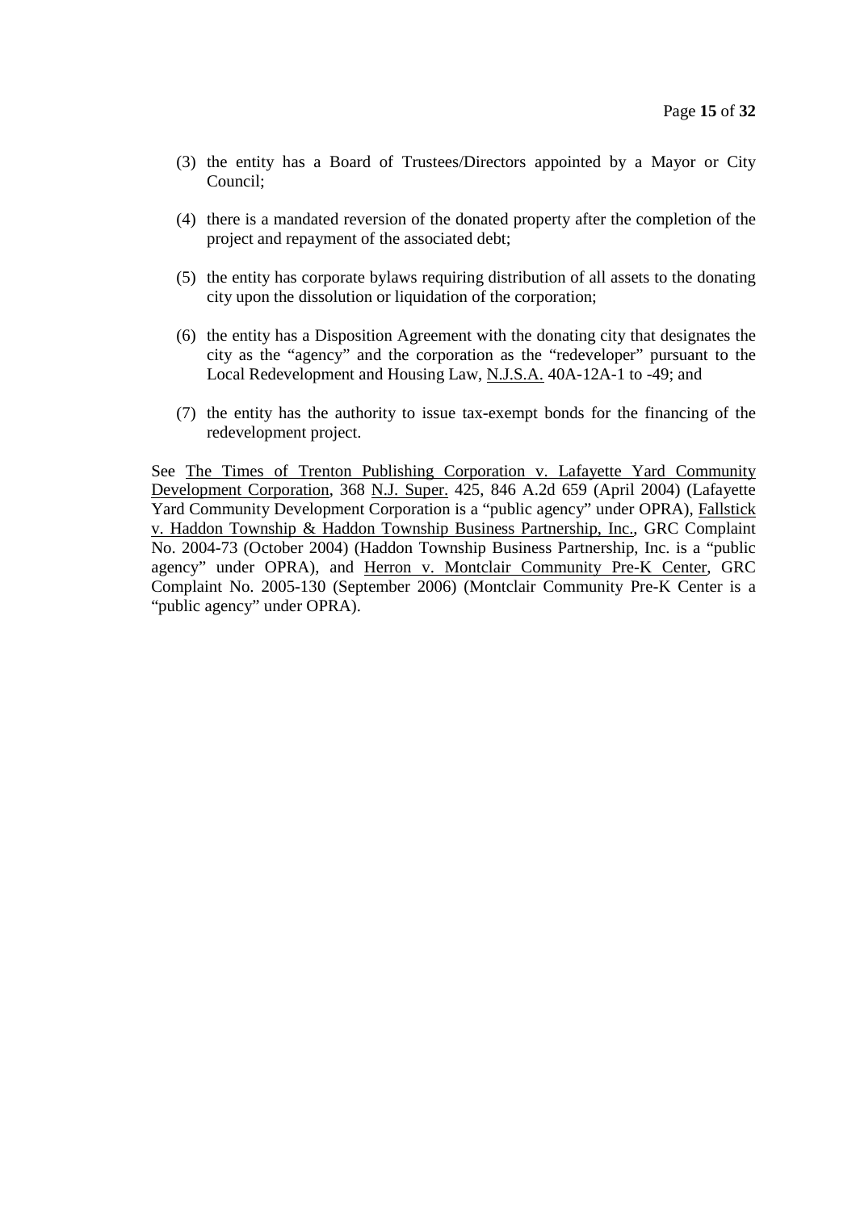(3) the entity has a Board of Trustees/Directors appointed by a Mayor or City Council;

(4) there is a mandated reversion of the donated property after the completion of the project and repayment of the associated debt;

(5) the entity has corporate bylaws requiring distribution of all assets to the donating city upon the dissolution or liquidation of the corporation;

(6) the entity has a Disposition Agreement with the donating city that designates the city as the "agency" and the corporation as the "redeveloper" pursuant to the Local Redevelopment and Housing Law, N.J.S.A. 40A-12A-1 to -49; and

(7) the entity has the authority to issue tax-exempt bonds for the financing of the redevelopment project.

See The Times of Trenton Publishing Corporation v. Lafayette Yard Community Development Corporation, 368 N.J. Super. 425, 846 A.2d 659 (April 2004) (Lafayette Yard Community Development Corporation is a "public agency" under OPRA), Fallstick v. Haddon Township & Haddon Township Business Partnership, Inc., GRC Complaint No. 2004-73 (October 2004) (Haddon Township Business Partnership, Inc. is a "public agency" under OPRA), and Herron v. Montclair Community Pre-K Center, GRC Complaint No. 2005-130 (September 2006) (Montclair Community Pre-K Center is a "public agency" under OPRA).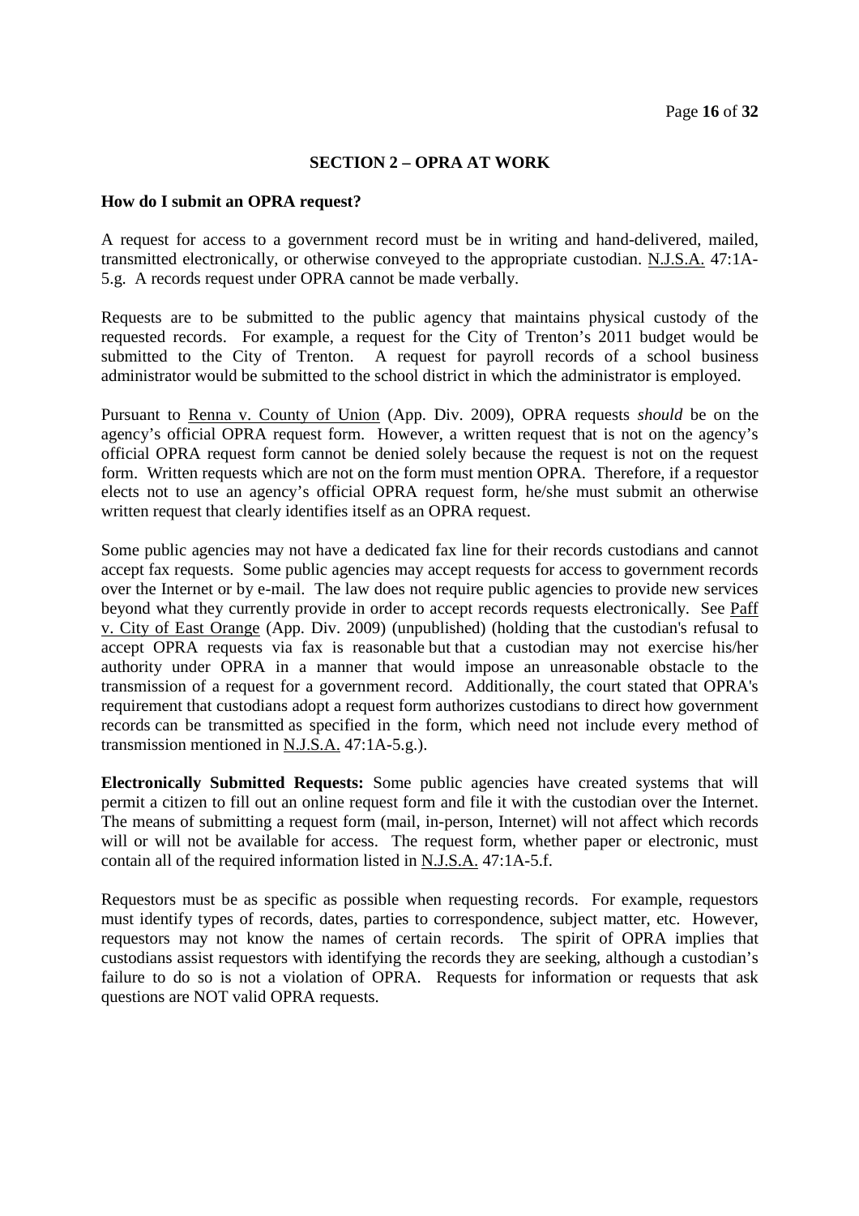## SECTION 2 – OPRA AT WORK

**How do I submit an OPRA request?**

A request for access to a government record must be in writing and hand-delivered, mailed, transmitted electronically, or otherwise conveyed to the appropriate custodian. N.J.S.A. 47:1A-5.g. A records request under OPRA cannot be made verbally.

Requests are to be submitted to the public agency that maintains physical custody of the requested records. For example, a request for the City of Trenton's 2011 budget would be submitted to the City of Trenton. A request for payroll records of a school business administrator would be submitted to the school district in which the administrator is employed.

Pursuant to Renna v. County of Union (App. Div. 2009), OPRA requests *should* be on the agency's official OPRA request form. However, a written request that is not on the agency's official OPRA request form cannot be denied solely because the request is not on the request form. Written requests which are not on the form must mention OPRA. Therefore, if a requestor elects not to use an agency's official OPRA request form, he/she must submit an otherwise written request that clearly identifies itself as an OPRA request.

Some public agencies may not have a dedicated fax line for their records custodians and cannot accept fax requests. Some public agencies may accept requests for access to government records over the Internet or by e-mail. The law does not require public agencies to provide new services beyond what they currently provide in order to accept records requests electronically. See Paff v. City of East Orange (App. Div. 2009) (unpublished) (holding that the custodian's refusal to accept OPRA requests via fax is reasonable but that a custodian may not exercise his/her authority under OPRA in a manner that would impose an unreasonable obstacle to the transmission of a request for a government record. Additionally, the court stated that OPRA's requirement that custodians adopt a request form authorizes custodians to direct how government records can be transmitted as specified in the form, which need not include every method of transmission mentioned in N.J.S.A. 47:1A-5.g.).

**Electronically Submitted Requests:** Some public agencies have created systems that will permit a citizen to fill out an online request form and file it with the custodian over the Internet. The means of submitting a request form (mail, in-person, Internet) will not affect which records will or will not be available for access. The request form, whether paper or electronic, must contain all of the required information listed in N.J.S.A. 47:1A-5.f.

Requestors must be as specific as possible when requesting records. For example, requestors must identify types of records, dates, parties to correspondence, subject matter, etc. However, requestors may not know the names of certain records. The spirit of OPRA implies that custodians assist requestors with identifying the records they are seeking, although a custodian's failure to do so is not a violation of OPRA. Requests for information or requests that ask questions are NOT valid OPRA requests.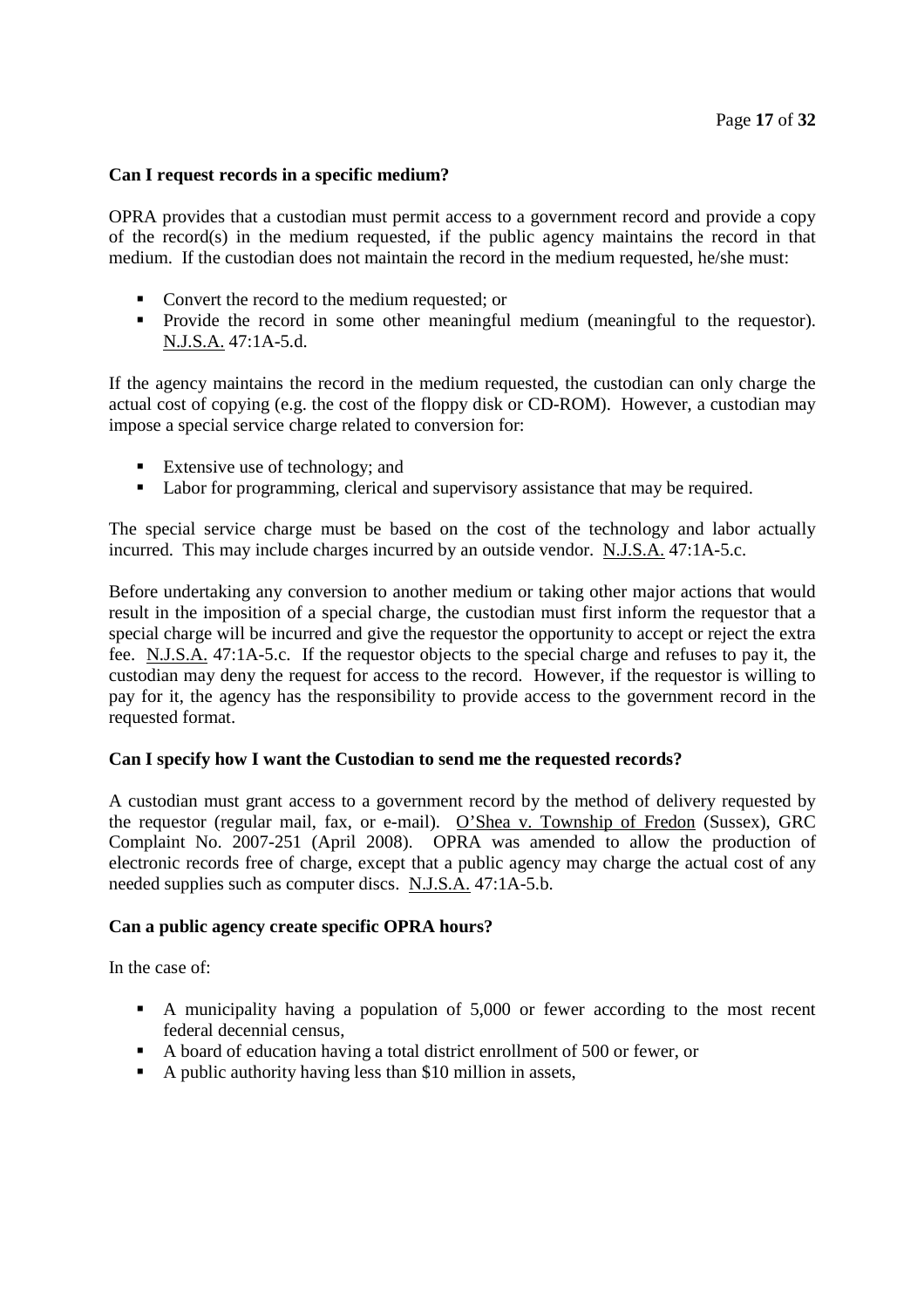**Can I request records in a specific medium?**

OPRA provides that a custodian must permit access to a government record and provide a copy of the record(s) in the medium requested, if the public agency maintains the record in that medium. If the custodian does not maintain the record in the medium requested, he/she must:

- Convert the record to the medium requested; or
- Provide the record in some other meaningful medium (meaningful to the requestor). N.J.S.A. 47:1A-5.d.

If the agency maintains the record in the medium requested, the custodian can only charge the actual cost of copying (e.g. the cost of the floppy disk or CD-ROM). However, a custodian may impose a special service charge related to conversion for:

- Extensive use of technology; and
- Labor for programming, clerical and supervisory assistance that may be required.

The special service charge must be based on the cost of the technology and labor actually incurred. This may include charges incurred by an outside vendor. N.J.S.A. 47:1A-5.c.

Before undertaking any conversion to another medium or taking other major actions that would result in the imposition of a special charge, the custodian must first inform the requestor that a special charge will be incurred and give the requestor the opportunity to accept or reject the extra fee. N.J.S.A. 47:1A-5.c. If the requestor objects to the special charge and refuses to pay it, the custodian may deny the request for access to the record. However, if the requestor is willing to pay for it, the agency has the responsibility to provide access to the government record in the requested format.

**Can I specify how I want the Custodian to send me the requested records?**

A custodian must grant access to a government record by the method of delivery requested by the requestor (regular mail, fax, or e-mail). O'Shea v. Township of Fredon (Sussex), GRC Complaint No. 2007-251 (April 2008). OPRA was amended to allow the production of electronic records free of charge, except that a public agency may charge the actual cost of any needed supplies such as computer discs. N.J.S.A. 47:1A-5.b.

**Can a public agency create specific OPRA hours?**

In the case of:

- A municipality having a population of 5,000 or fewer according to the most recent federal decennial census,
- A board of education having a total district enrollment of 500 or fewer, or
- A public authority having less than $10 million in assets,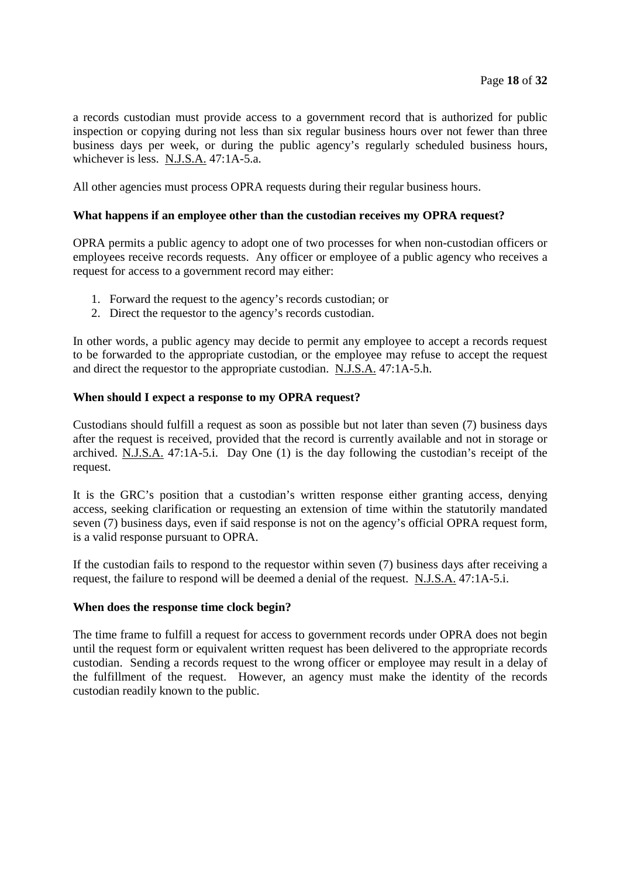a records custodian must provide access to a government record that is authorized for public inspection or copying during not less than six regular business hours over not fewer than three business days per week, or during the public agency's regularly scheduled business hours, whichever is less. N.J.S.A. 47:1A-5.a.

All other agencies must process OPRA requests during their regular business hours.

**What happens if an employee other than the custodian receives my OPRA request?**

OPRA permits a public agency to adopt one of two processes for when non-custodian officers or employees receive records requests. Any officer or employee of a public agency who receives a request for access to a government record may either:

1. Forward the request to the agency's records custodian; or
2. Direct the requestor to the agency's records custodian.

In other words, a public agency may decide to permit any employee to accept a records request to be forwarded to the appropriate custodian, or the employee may refuse to accept the request and direct the requestor to the appropriate custodian. N.J.S.A. 47:1A-5.h.

**When should I expect a response to my OPRA request?**

Custodians should fulfill a request as soon as possible but not later than seven (7) business days after the request is received, provided that the record is currently available and not in storage or archived. N.J.S.A. 47:1A-5.i. Day One (1) is the day following the custodian's receipt of the request.

It is the GRC's position that a custodian's written response either granting access, denying access, seeking clarification or requesting an extension of time within the statutorily mandated seven (7) business days, even if said response is not on the agency's official OPRA request form, is a valid response pursuant to OPRA.

If the custodian fails to respond to the requestor within seven (7) business days after receiving a request, the failure to respond will be deemed a denial of the request. N.J.S.A. 47:1A-5.i.

**When does the response time clock begin?**

The time frame to fulfill a request for access to government records under OPRA does not begin until the request form or equivalent written request has been delivered to the appropriate records custodian. Sending a records request to the wrong officer or employee may result in a delay of the fulfillment of the request. However, an agency must make the identity of the records custodian readily known to the public.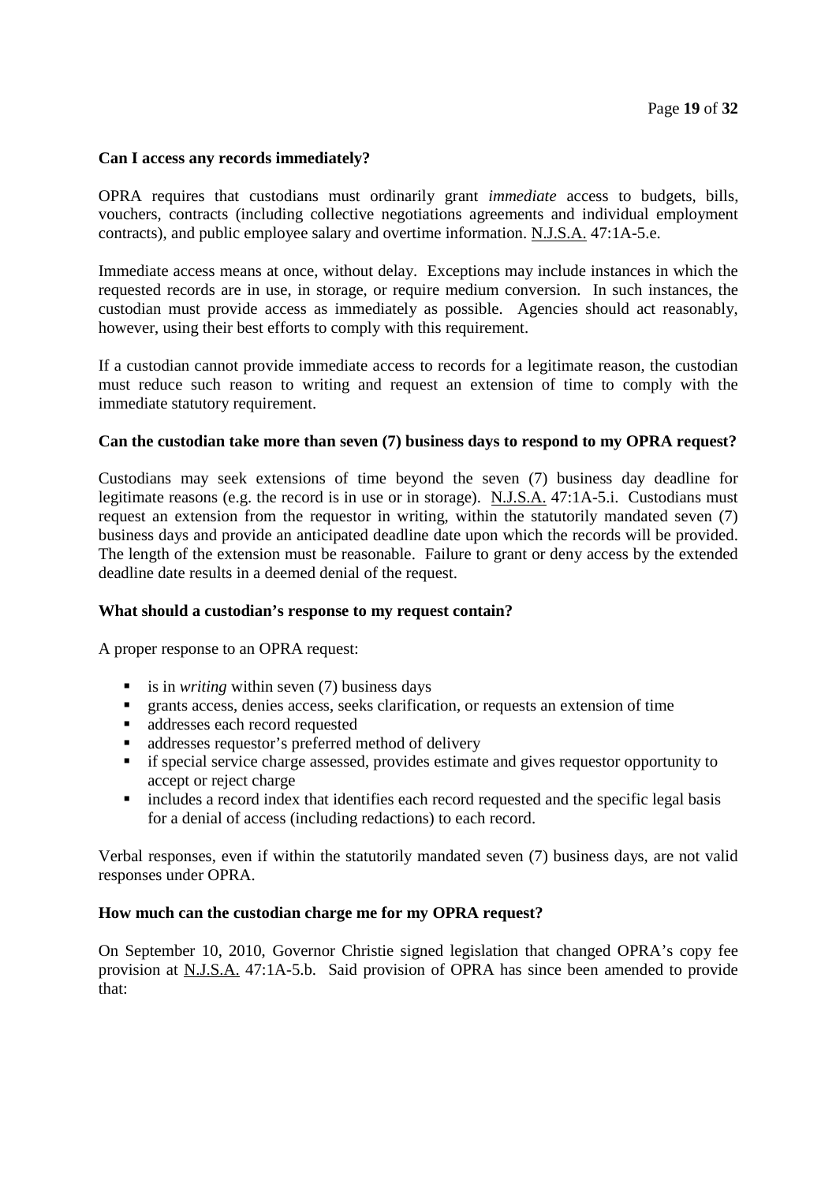**Can I access any records immediately?**

OPRA requires that custodians must ordinarily grant *immediate* access to budgets, bills, vouchers, contracts (including collective negotiations agreements and individual employment contracts), and public employee salary and overtime information. N.J.S.A. 47:1A-5.e.

Immediate access means at once, without delay. Exceptions may include instances in which the requested records are in use, in storage, or require medium conversion. In such instances, the custodian must provide access as immediately as possible. Agencies should act reasonably, however, using their best efforts to comply with this requirement.

If a custodian cannot provide immediate access to records for a legitimate reason, the custodian must reduce such reason to writing and request an extension of time to comply with the immediate statutory requirement.

**Can the custodian take more than seven (7) business days to respond to my OPRA request?**

Custodians may seek extensions of time beyond the seven (7) business day deadline for legitimate reasons (e.g. the record is in use or in storage). N.J.S.A. 47:1A-5.i. Custodians must request an extension from the requestor in writing, within the statutorily mandated seven (7) business days and provide an anticipated deadline date upon which the records will be provided. The length of the extension must be reasonable. Failure to grant or deny access by the extended deadline date results in a deemed denial of the request.

**What should a custodian's response to my request contain?**

A proper response to an OPRA request:

- is in *writing* within seven (7) business days
- grants access, denies access, seeks clarification, or requests an extension of time
- addresses each record requested
- addresses requestor's preferred method of delivery
- if special service charge assessed, provides estimate and gives requestor opportunity to accept or reject charge
- includes a record index that identifies each record requested and the specific legal basis for a denial of access (including redactions) to each record.

Verbal responses, even if within the statutorily mandated seven (7) business days, are not valid responses under OPRA.

**How much can the custodian charge me for my OPRA request?**

On September 10, 2010, Governor Christie signed legislation that changed OPRA's copy fee provision at N.J.S.A. 47:1A-5.b. Said provision of OPRA has since been amended to provide that: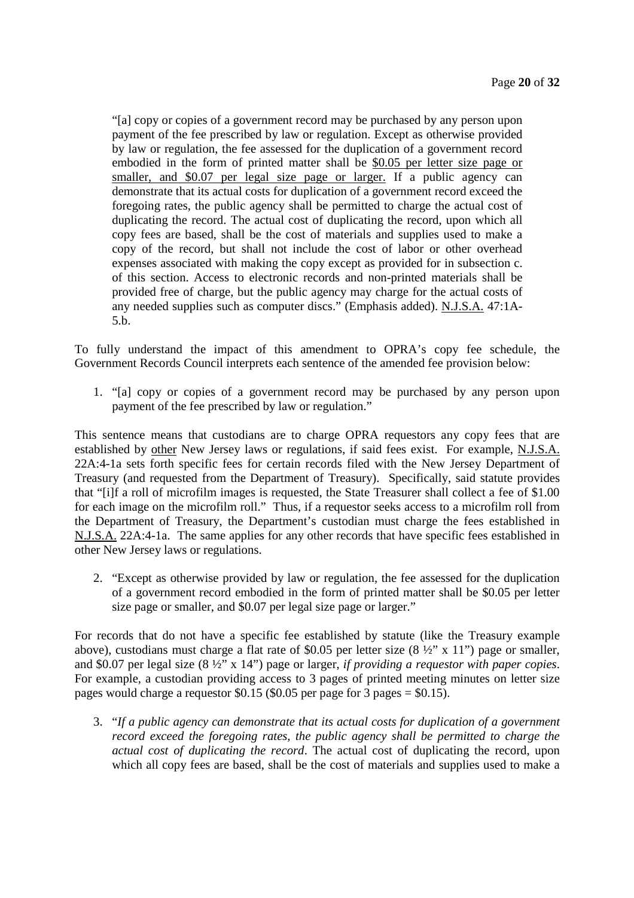> "[a] copy or copies of a government record may be purchased by any person upon payment of the fee prescribed by law or regulation. Except as otherwise provided by law or regulation, the fee assessed for the duplication of a government record embodied in the form of printed matter shall be <u>\$0.05 per letter size page or smaller, and \$0.07 per legal size page or larger.</u> If a public agency can demonstrate that its actual costs for duplication of a government record exceed the foregoing rates, the public agency shall be permitted to charge the actual cost of duplicating the record. The actual cost of duplicating the record, upon which all copy fees are based, shall be the cost of materials and supplies used to make a copy of the record, but shall not include the cost of labor or other overhead expenses associated with making the copy except as provided for in subsection c. of this section. Access to electronic records and non-printed materials shall be provided free of charge, but the public agency may charge for the actual costs of any needed supplies such as computer discs." (Emphasis added). <u>N.J.S.A.</u> 47:1A-5.b.

To fully understand the impact of this amendment to OPRA's copy fee schedule, the Government Records Council interprets each sentence of the amended fee provision below:

1. "[a] copy or copies of a government record may be purchased by any person upon payment of the fee prescribed by law or regulation."

This sentence means that custodians are to charge OPRA requestors any copy fees that are established by <u>other</u> New Jersey laws or regulations, if said fees exist. For example, <u>N.J.S.A.</u> 22A:4-1a sets forth specific fees for certain records filed with the New Jersey Department of Treasury (and requested from the Department of Treasury). Specifically, said statute provides that "[i]f a roll of microfilm images is requested, the State Treasurer shall collect a fee of \$1.00 for each image on the microfilm roll." Thus, if a requestor seeks access to a microfilm roll from the Department of Treasury, the Department's custodian must charge the fees established in <u>N.J.S.A.</u> 22A:4-1a. The same applies for any other records that have specific fees established in other New Jersey laws or regulations.

2. "Except as otherwise provided by law or regulation, the fee assessed for the duplication of a government record embodied in the form of printed matter shall be \$0.05 per letter size page or smaller, and \$0.07 per legal size page or larger."

For records that do not have a specific fee established by statute (like the Treasury example above), custodians must charge a flat rate of \$0.05 per letter size (8 ½" x 11") page or smaller, and \$0.07 per legal size (8 ½" x 14") page or larger, *if providing a requestor with paper copies*. For example, a custodian providing access to 3 pages of printed meeting minutes on letter size pages would charge a requestor \$0.15 (\$0.05 per page for 3 pages = \$0.15).

3. "*If a public agency can demonstrate that its actual costs for duplication of a government record exceed the foregoing rates, the public agency shall be permitted to charge the actual cost of duplicating the record*. The actual cost of duplicating the record, upon which all copy fees are based, shall be the cost of materials and supplies used to make a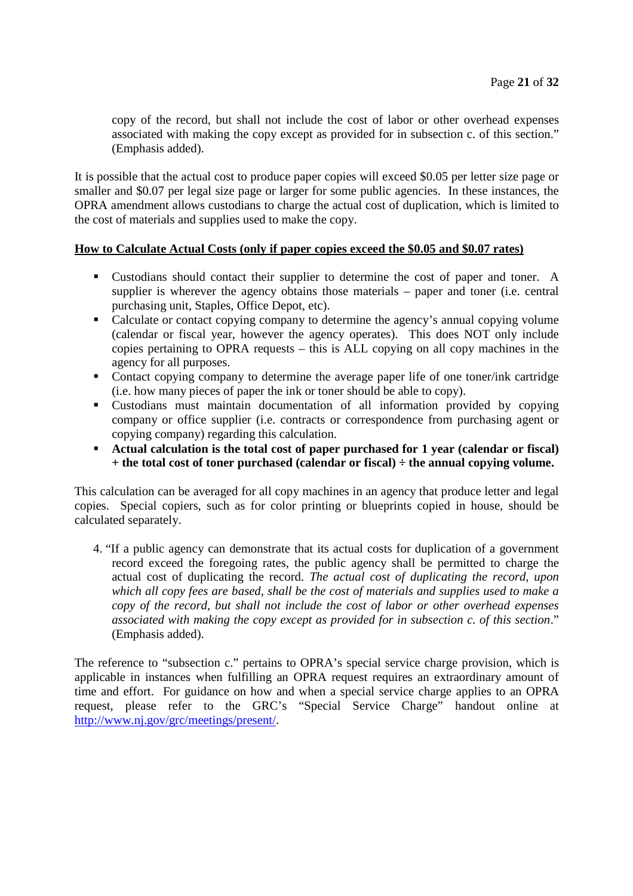copy of the record, but shall not include the cost of labor or other overhead expenses associated with making the copy except as provided for in subsection c. of this section." (Emphasis added).

It is possible that the actual cost to produce paper copies will exceed $0.05 per letter size page or smaller and $0.07 per legal size page or larger for some public agencies. In these instances, the OPRA amendment allows custodians to charge the actual cost of duplication, which is limited to the cost of materials and supplies used to make the copy.

**How to Calculate Actual Costs (only if paper copies exceed the $0.05 and $0.07 rates)**

- Custodians should contact their supplier to determine the cost of paper and toner. A supplier is wherever the agency obtains those materials – paper and toner (i.e. central purchasing unit, Staples, Office Depot, etc).
- Calculate or contact copying company to determine the agency's annual copying volume (calendar or fiscal year, however the agency operates). This does NOT only include copies pertaining to OPRA requests – this is ALL copying on all copy machines in the agency for all purposes.
- Contact copying company to determine the average paper life of one toner/ink cartridge (i.e. how many pieces of paper the ink or toner should be able to copy).
- Custodians must maintain documentation of all information provided by copying company or office supplier (i.e. contracts or correspondence from purchasing agent or copying company) regarding this calculation.
- **Actual calculation is the total cost of paper purchased for 1 year (calendar or fiscal) + the total cost of toner purchased (calendar or fiscal) ÷ the annual copying volume.**

This calculation can be averaged for all copy machines in an agency that produce letter and legal copies. Special copiers, such as for color printing or blueprints copied in house, should be calculated separately.

4. "If a public agency can demonstrate that its actual costs for duplication of a government record exceed the foregoing rates, the public agency shall be permitted to charge the actual cost of duplicating the record. *The actual cost of duplicating the record, upon which all copy fees are based, shall be the cost of materials and supplies used to make a copy of the record, but shall not include the cost of labor or other overhead expenses associated with making the copy except as provided for in subsection c. of this section*." (Emphasis added).

The reference to "subsection c." pertains to OPRA's special service charge provision, which is applicable in instances when fulfilling an OPRA request requires an extraordinary amount of time and effort. For guidance on how and when a special service charge applies to an OPRA request, please refer to the GRC's "Special Service Charge" handout online at [http://www.nj.gov/grc/meetings/present/](http://www.nj.gov/grc/meetings/present/).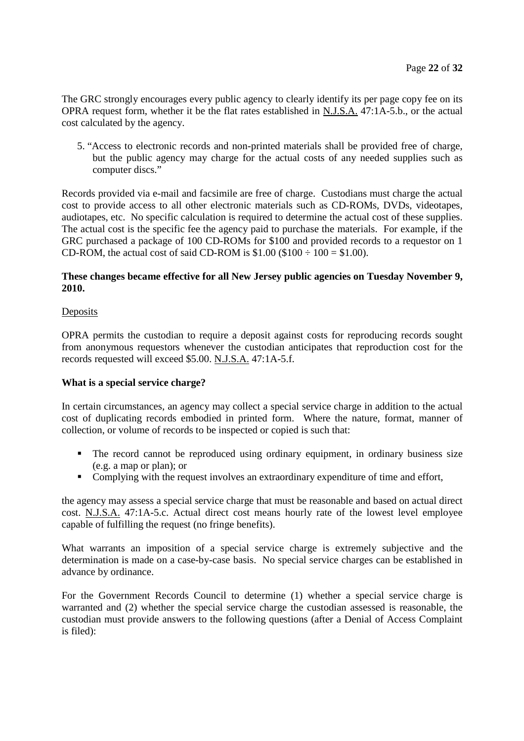The GRC strongly encourages every public agency to clearly identify its per page copy fee on its OPRA request form, whether it be the flat rates established in N.J.S.A. 47:1A-5.b., or the actual cost calculated by the agency.

5. "Access to electronic records and non-printed materials shall be provided free of charge, but the public agency may charge for the actual costs of any needed supplies such as computer discs."

Records provided via e-mail and facsimile are free of charge. Custodians must charge the actual cost to provide access to all other electronic materials such as CD-ROMs, DVDs, videotapes, audiotapes, etc. No specific calculation is required to determine the actual cost of these supplies. The actual cost is the specific fee the agency paid to purchase the materials. For example, if the GRC purchased a package of 100 CD-ROMs for \$100 and provided records to a requestor on 1 CD-ROM, the actual cost of said CD-ROM is \$1.00 (\$100 ÷ 100 = \$1.00).

**These changes became effective for all New Jersey public agencies on Tuesday November 9, 2010.**

Deposits

OPRA permits the custodian to require a deposit against costs for reproducing records sought from anonymous requestors whenever the custodian anticipates that reproduction cost for the records requested will exceed \$5.00. N.J.S.A. 47:1A-5.f.

**What is a special service charge?**

In certain circumstances, an agency may collect a special service charge in addition to the actual cost of duplicating records embodied in printed form. Where the nature, format, manner of collection, or volume of records to be inspected or copied is such that:

- The record cannot be reproduced using ordinary equipment, in ordinary business size (e.g. a map or plan); or
- Complying with the request involves an extraordinary expenditure of time and effort,

the agency may assess a special service charge that must be reasonable and based on actual direct cost. N.J.S.A. 47:1A-5.c. Actual direct cost means hourly rate of the lowest level employee capable of fulfilling the request (no fringe benefits).

What warrants an imposition of a special service charge is extremely subjective and the determination is made on a case-by-case basis. No special service charges can be established in advance by ordinance.

For the Government Records Council to determine (1) whether a special service charge is warranted and (2) whether the special service charge the custodian assessed is reasonable, the custodian must provide answers to the following questions (after a Denial of Access Complaint is filed):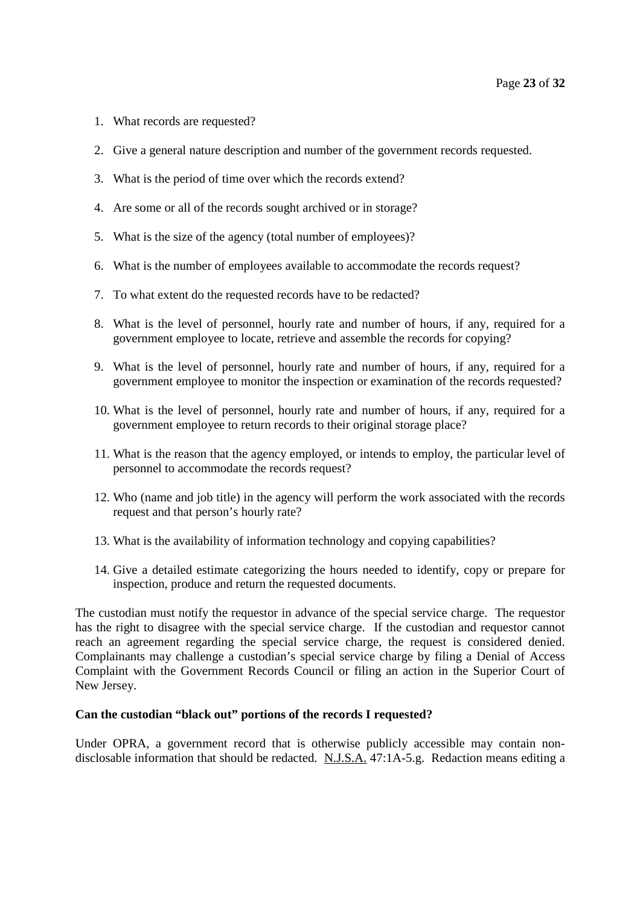1. What records are requested?
2. Give a general nature description and number of the government records requested.
3. What is the period of time over which the records extend?
4. Are some or all of the records sought archived or in storage?
5. What is the size of the agency (total number of employees)?
6. What is the number of employees available to accommodate the records request?
7. To what extent do the requested records have to be redacted?
8. What is the level of personnel, hourly rate and number of hours, if any, required for a government employee to locate, retrieve and assemble the records for copying?
9. What is the level of personnel, hourly rate and number of hours, if any, required for a government employee to monitor the inspection or examination of the records requested?
10. What is the level of personnel, hourly rate and number of hours, if any, required for a government employee to return records to their original storage place?
11. What is the reason that the agency employed, or intends to employ, the particular level of personnel to accommodate the records request?
12. Who (name and job title) in the agency will perform the work associated with the records request and that person's hourly rate?
13. What is the availability of information technology and copying capabilities?
14. Give a detailed estimate categorizing the hours needed to identify, copy or prepare for inspection, produce and return the requested documents.

The custodian must notify the requestor in advance of the special service charge. The requestor has the right to disagree with the special service charge. If the custodian and requestor cannot reach an agreement regarding the special service charge, the request is considered denied. Complainants may challenge a custodian's special service charge by filing a Denial of Access Complaint with the Government Records Council or filing an action in the Superior Court of New Jersey.

**Can the custodian "black out" portions of the records I requested?**

Under OPRA, a government record that is otherwise publicly accessible may contain non-disclosable information that should be redacted. N.J.S.A. 47:1A-5.g. Redaction means editing a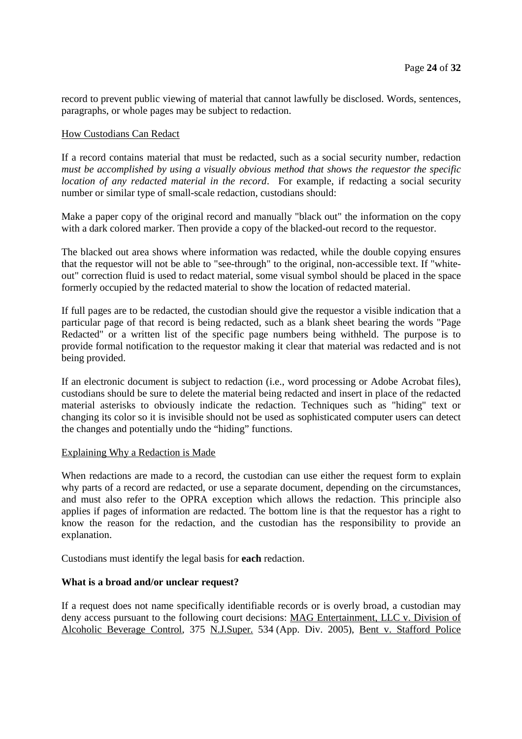record to prevent public viewing of material that cannot lawfully be disclosed. Words, sentences, paragraphs, or whole pages may be subject to redaction.

<u>How Custodians Can Redact</u>

If a record contains material that must be redacted, such as a social security number, redaction *must be accomplished by using a visually obvious method that shows the requestor the specific location of any redacted material in the record*. For example, if redacting a social security number or similar type of small-scale redaction, custodians should:

Make a paper copy of the original record and manually "black out" the information on the copy with a dark colored marker. Then provide a copy of the blacked-out record to the requestor.

The blacked out area shows where information was redacted, while the double copying ensures that the requestor will not be able to "see-through" to the original, non-accessible text. If "white-out" correction fluid is used to redact material, some visual symbol should be placed in the space formerly occupied by the redacted material to show the location of redacted material.

If full pages are to be redacted, the custodian should give the requestor a visible indication that a particular page of that record is being redacted, such as a blank sheet bearing the words "Page Redacted" or a written list of the specific page numbers being withheld. The purpose is to provide formal notification to the requestor making it clear that material was redacted and is not being provided.

If an electronic document is subject to redaction (i.e., word processing or Adobe Acrobat files), custodians should be sure to delete the material being redacted and insert in place of the redacted material asterisks to obviously indicate the redaction. Techniques such as "hiding" text or changing its color so it is invisible should not be used as sophisticated computer users can detect the changes and potentially undo the "hiding" functions.

<u>Explaining Why a Redaction is Made</u>

When redactions are made to a record, the custodian can use either the request form to explain why parts of a record are redacted, or use a separate document, depending on the circumstances, and must also refer to the OPRA exception which allows the redaction. This principle also applies if pages of information are redacted. The bottom line is that the requestor has a right to know the reason for the redaction, and the custodian has the responsibility to provide an explanation.

Custodians must identify the legal basis for **each** redaction.

**What is a broad and/or unclear request?**

If a request does not name specifically identifiable records or is overly broad, a custodian may deny access pursuant to the following court decisions: <u>MAG Entertainment, LLC v. Division of Alcoholic Beverage Control</u>, 375 <u>N.J.Super.</u> 534 (App. Div. 2005), <u>Bent v. Stafford Police</u>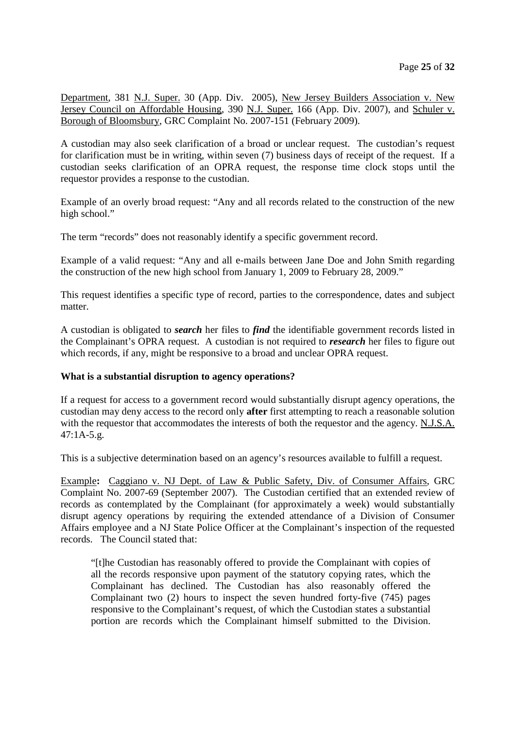Department, 381 N.J. Super. 30 (App. Div. 2005), New Jersey Builders Association v. New Jersey Council on Affordable Housing, 390 N.J. Super. 166 (App. Div. 2007), and Schuler v. Borough of Bloomsbury, GRC Complaint No. 2007-151 (February 2009).

A custodian may also seek clarification of a broad or unclear request. The custodian's request for clarification must be in writing, within seven (7) business days of receipt of the request. If a custodian seeks clarification of an OPRA request, the response time clock stops until the requestor provides a response to the custodian.

Example of an overly broad request: "Any and all records related to the construction of the new high school."

The term "records" does not reasonably identify a specific government record.

Example of a valid request: "Any and all e-mails between Jane Doe and John Smith regarding the construction of the new high school from January 1, 2009 to February 28, 2009."

This request identifies a specific type of record, parties to the correspondence, dates and subject matter.

A custodian is obligated to ***search*** her files to ***find*** the identifiable government records listed in the Complainant's OPRA request. A custodian is not required to ***research*** her files to figure out which records, if any, might be responsive to a broad and unclear OPRA request.

**What is a substantial disruption to agency operations?**

If a request for access to a government record would substantially disrupt agency operations, the custodian may deny access to the record only **after** first attempting to reach a reasonable solution with the requestor that accommodates the interests of both the requestor and the agency. N.J.S.A. 47:1A-5.g.

This is a subjective determination based on an agency's resources available to fulfill a request.

Example**:** Caggiano v. NJ Dept. of Law & Public Safety, Div. of Consumer Affairs, GRC Complaint No. 2007-69 (September 2007). The Custodian certified that an extended review of records as contemplated by the Complainant (for approximately a week) would substantially disrupt agency operations by requiring the extended attendance of a Division of Consumer Affairs employee and a NJ State Police Officer at the Complainant's inspection of the requested records. The Council stated that:

> "[t]he Custodian has reasonably offered to provide the Complainant with copies of all the records responsive upon payment of the statutory copying rates, which the Complainant has declined. The Custodian has also reasonably offered the Complainant two (2) hours to inspect the seven hundred forty-five (745) pages responsive to the Complainant's request, of which the Custodian states a substantial portion are records which the Complainant himself submitted to the Division.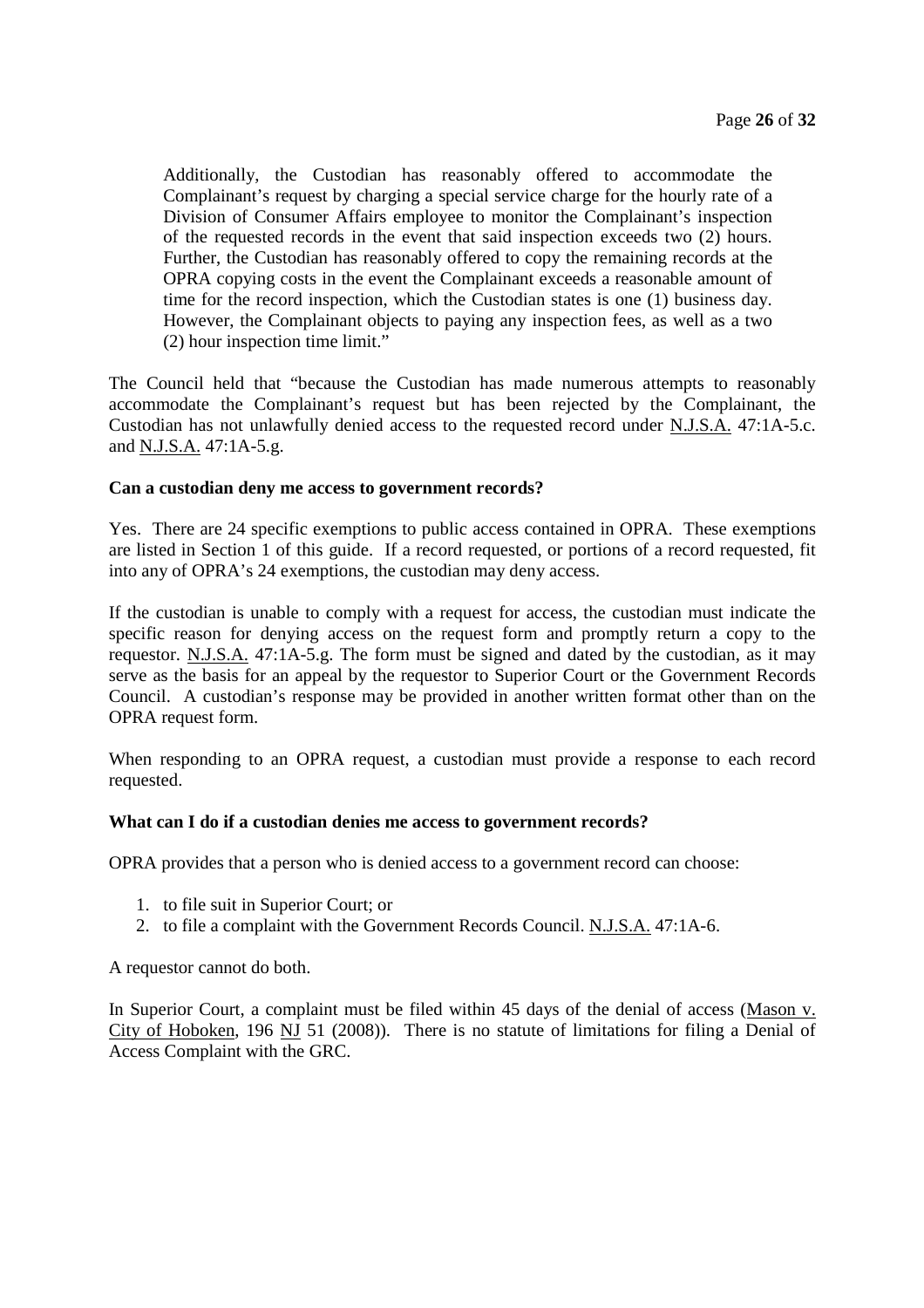> Additionally, the Custodian has reasonably offered to accommodate the Complainant's request by charging a special service charge for the hourly rate of a Division of Consumer Affairs employee to monitor the Complainant's inspection of the requested records in the event that said inspection exceeds two (2) hours. Further, the Custodian has reasonably offered to copy the remaining records at the OPRA copying costs in the event the Complainant exceeds a reasonable amount of time for the record inspection, which the Custodian states is one (1) business day. However, the Complainant objects to paying any inspection fees, as well as a two (2) hour inspection time limit."

The Council held that "because the Custodian has made numerous attempts to reasonably accommodate the Complainant's request but has been rejected by the Complainant, the Custodian has not unlawfully denied access to the requested record under N.J.S.A. 47:1A-5.c. and N.J.S.A. 47:1A-5.g.

**Can a custodian deny me access to government records?**

Yes. There are 24 specific exemptions to public access contained in OPRA. These exemptions are listed in Section 1 of this guide. If a record requested, or portions of a record requested, fit into any of OPRA's 24 exemptions, the custodian may deny access.

If the custodian is unable to comply with a request for access, the custodian must indicate the specific reason for denying access on the request form and promptly return a copy to the requestor. N.J.S.A. 47:1A-5.g. The form must be signed and dated by the custodian, as it may serve as the basis for an appeal by the requestor to Superior Court or the Government Records Council. A custodian's response may be provided in another written format other than on the OPRA request form.

When responding to an OPRA request, a custodian must provide a response to each record requested.

**What can I do if a custodian denies me access to government records?**

OPRA provides that a person who is denied access to a government record can choose:

1. to file suit in Superior Court; or
2. to file a complaint with the Government Records Council. N.J.S.A. 47:1A-6.

A requestor cannot do both.

In Superior Court, a complaint must be filed within 45 days of the denial of access (Mason v. City of Hoboken, 196 NJ 51 (2008)). There is no statute of limitations for filing a Denial of Access Complaint with the GRC.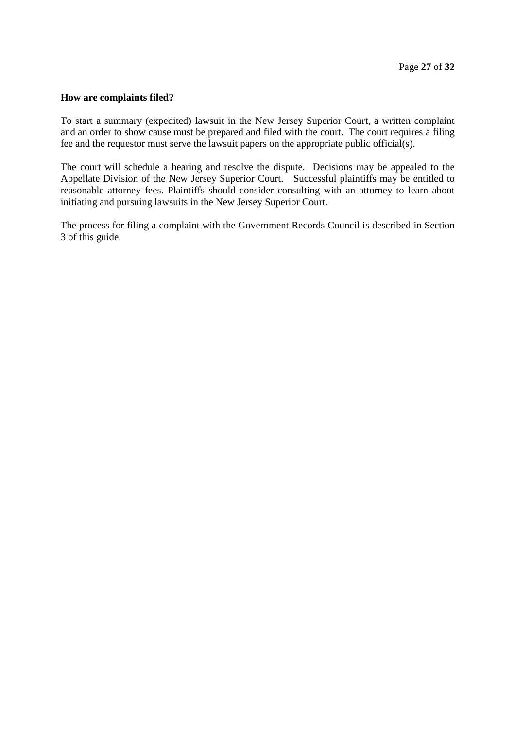**How are complaints filed?**

To start a summary (expedited) lawsuit in the New Jersey Superior Court, a written complaint and an order to show cause must be prepared and filed with the court. The court requires a filing fee and the requestor must serve the lawsuit papers on the appropriate public official(s).

The court will schedule a hearing and resolve the dispute. Decisions may be appealed to the Appellate Division of the New Jersey Superior Court. Successful plaintiffs may be entitled to reasonable attorney fees. Plaintiffs should consider consulting with an attorney to learn about initiating and pursuing lawsuits in the New Jersey Superior Court.

The process for filing a complaint with the Government Records Council is described in Section 3 of this guide.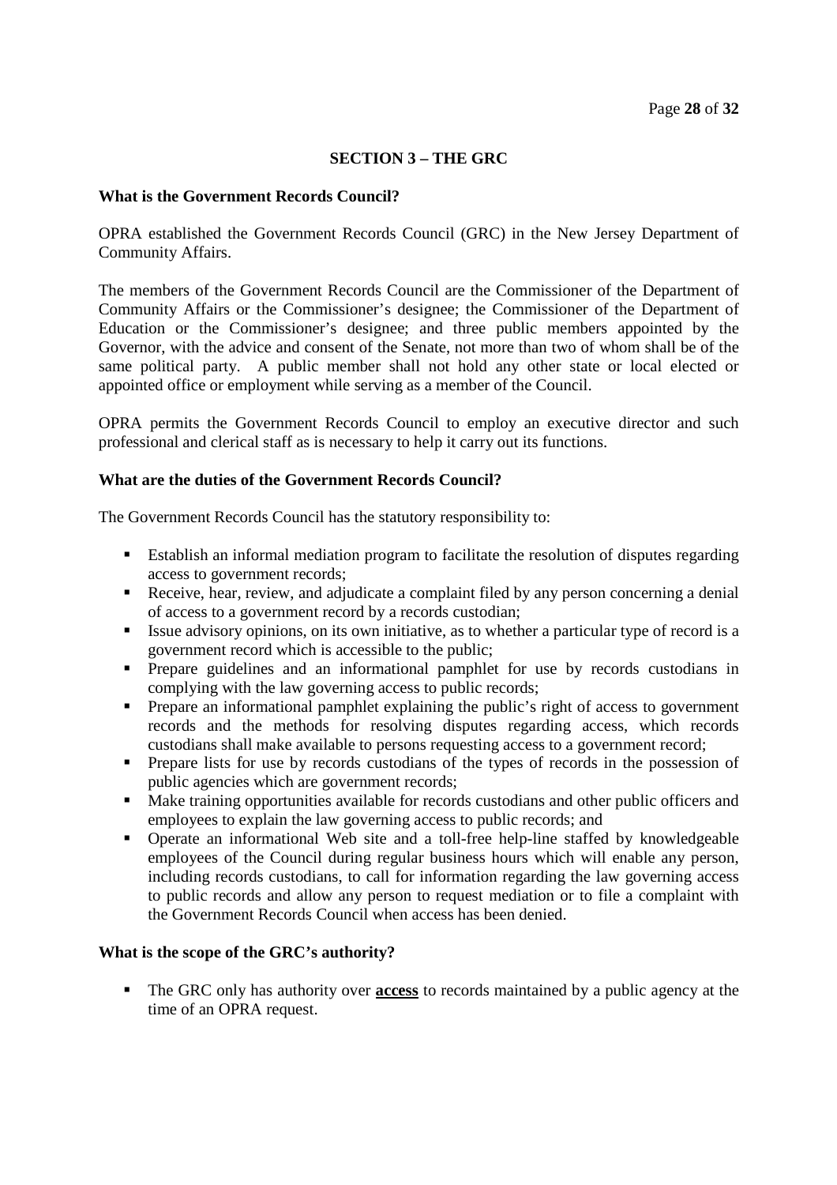## SECTION 3 – THE GRC

**What is the Government Records Council?**

OPRA established the Government Records Council (GRC) in the New Jersey Department of Community Affairs.

The members of the Government Records Council are the Commissioner of the Department of Community Affairs or the Commissioner's designee; the Commissioner of the Department of Education or the Commissioner's designee; and three public members appointed by the Governor, with the advice and consent of the Senate, not more than two of whom shall be of the same political party. A public member shall not hold any other state or local elected or appointed office or employment while serving as a member of the Council.

OPRA permits the Government Records Council to employ an executive director and such professional and clerical staff as is necessary to help it carry out its functions.

**What are the duties of the Government Records Council?**

The Government Records Council has the statutory responsibility to:

- Establish an informal mediation program to facilitate the resolution of disputes regarding access to government records;
- Receive, hear, review, and adjudicate a complaint filed by any person concerning a denial of access to a government record by a records custodian;
- Issue advisory opinions, on its own initiative, as to whether a particular type of record is a government record which is accessible to the public;
- Prepare guidelines and an informational pamphlet for use by records custodians in complying with the law governing access to public records;
- Prepare an informational pamphlet explaining the public's right of access to government records and the methods for resolving disputes regarding access, which records custodians shall make available to persons requesting access to a government record;
- Prepare lists for use by records custodians of the types of records in the possession of public agencies which are government records;
- Make training opportunities available for records custodians and other public officers and employees to explain the law governing access to public records; and
- Operate an informational Web site and a toll-free help-line staffed by knowledgeable employees of the Council during regular business hours which will enable any person, including records custodians, to call for information regarding the law governing access to public records and allow any person to request mediation or to file a complaint with the Government Records Council when access has been denied.

**What is the scope of the GRC's authority?**

- The GRC only has authority over **access** to records maintained by a public agency at the time of an OPRA request.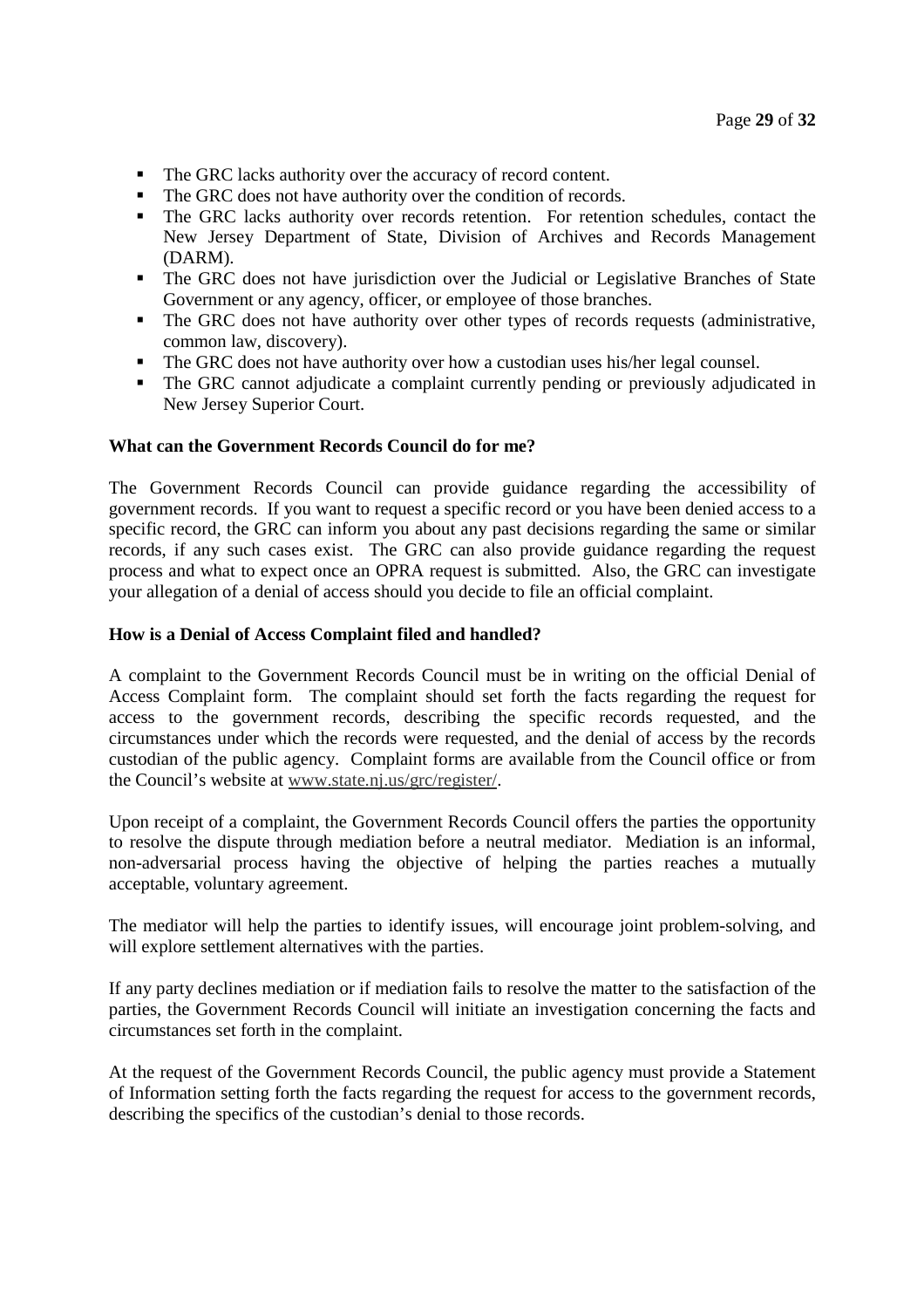- The GRC lacks authority over the accuracy of record content.
- The GRC does not have authority over the condition of records.
- The GRC lacks authority over records retention. For retention schedules, contact the New Jersey Department of State, Division of Archives and Records Management (DARM).
- The GRC does not have jurisdiction over the Judicial or Legislative Branches of State Government or any agency, officer, or employee of those branches.
- The GRC does not have authority over other types of records requests (administrative, common law, discovery).
- The GRC does not have authority over how a custodian uses his/her legal counsel.
- The GRC cannot adjudicate a complaint currently pending or previously adjudicated in New Jersey Superior Court.

**What can the Government Records Council do for me?**

The Government Records Council can provide guidance regarding the accessibility of government records. If you want to request a specific record or you have been denied access to a specific record, the GRC can inform you about any past decisions regarding the same or similar records, if any such cases exist. The GRC can also provide guidance regarding the request process and what to expect once an OPRA request is submitted. Also, the GRC can investigate your allegation of a denial of access should you decide to file an official complaint.

**How is a Denial of Access Complaint filed and handled?**

A complaint to the Government Records Council must be in writing on the official Denial of Access Complaint form. The complaint should set forth the facts regarding the request for access to the government records, describing the specific records requested, and the circumstances under which the records were requested, and the denial of access by the records custodian of the public agency. Complaint forms are available from the Council office or from the Council's website at www.state.nj.us/grc/register/.

Upon receipt of a complaint, the Government Records Council offers the parties the opportunity to resolve the dispute through mediation before a neutral mediator. Mediation is an informal, non-adversarial process having the objective of helping the parties reaches a mutually acceptable, voluntary agreement.

The mediator will help the parties to identify issues, will encourage joint problem-solving, and will explore settlement alternatives with the parties.

If any party declines mediation or if mediation fails to resolve the matter to the satisfaction of the parties, the Government Records Council will initiate an investigation concerning the facts and circumstances set forth in the complaint.

At the request of the Government Records Council, the public agency must provide a Statement of Information setting forth the facts regarding the request for access to the government records, describing the specifics of the custodian's denial to those records.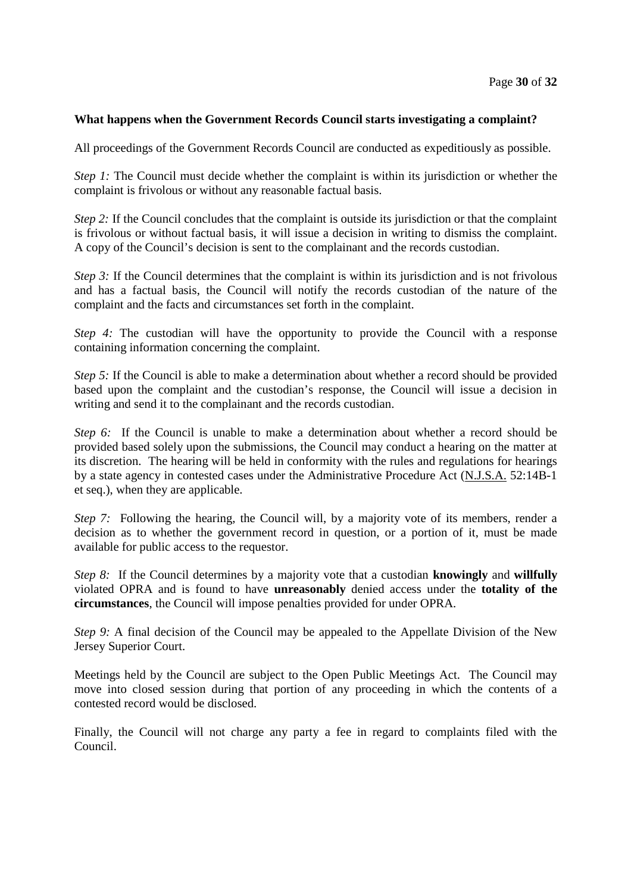**What happens when the Government Records Council starts investigating a complaint?**

All proceedings of the Government Records Council are conducted as expeditiously as possible.

*Step 1:* The Council must decide whether the complaint is within its jurisdiction or whether the complaint is frivolous or without any reasonable factual basis.

*Step 2:* If the Council concludes that the complaint is outside its jurisdiction or that the complaint is frivolous or without factual basis, it will issue a decision in writing to dismiss the complaint. A copy of the Council's decision is sent to the complainant and the records custodian.

*Step 3:* If the Council determines that the complaint is within its jurisdiction and is not frivolous and has a factual basis, the Council will notify the records custodian of the nature of the complaint and the facts and circumstances set forth in the complaint.

*Step 4:* The custodian will have the opportunity to provide the Council with a response containing information concerning the complaint.

*Step 5:* If the Council is able to make a determination about whether a record should be provided based upon the complaint and the custodian's response, the Council will issue a decision in writing and send it to the complainant and the records custodian.

*Step 6:* If the Council is unable to make a determination about whether a record should be provided based solely upon the submissions, the Council may conduct a hearing on the matter at its discretion. The hearing will be held in conformity with the rules and regulations for hearings by a state agency in contested cases under the Administrative Procedure Act (N.J.S.A. 52:14B-1 et seq.), when they are applicable.

*Step 7:* Following the hearing, the Council will, by a majority vote of its members, render a decision as to whether the government record in question, or a portion of it, must be made available for public access to the requestor.

*Step 8:* If the Council determines by a majority vote that a custodian **knowingly** and **willfully** violated OPRA and is found to have **unreasonably** denied access under the **totality of the circumstances**, the Council will impose penalties provided for under OPRA.

*Step 9:* A final decision of the Council may be appealed to the Appellate Division of the New Jersey Superior Court.

Meetings held by the Council are subject to the Open Public Meetings Act. The Council may move into closed session during that portion of any proceeding in which the contents of a contested record would be disclosed.

Finally, the Council will not charge any party a fee in regard to complaints filed with the Council.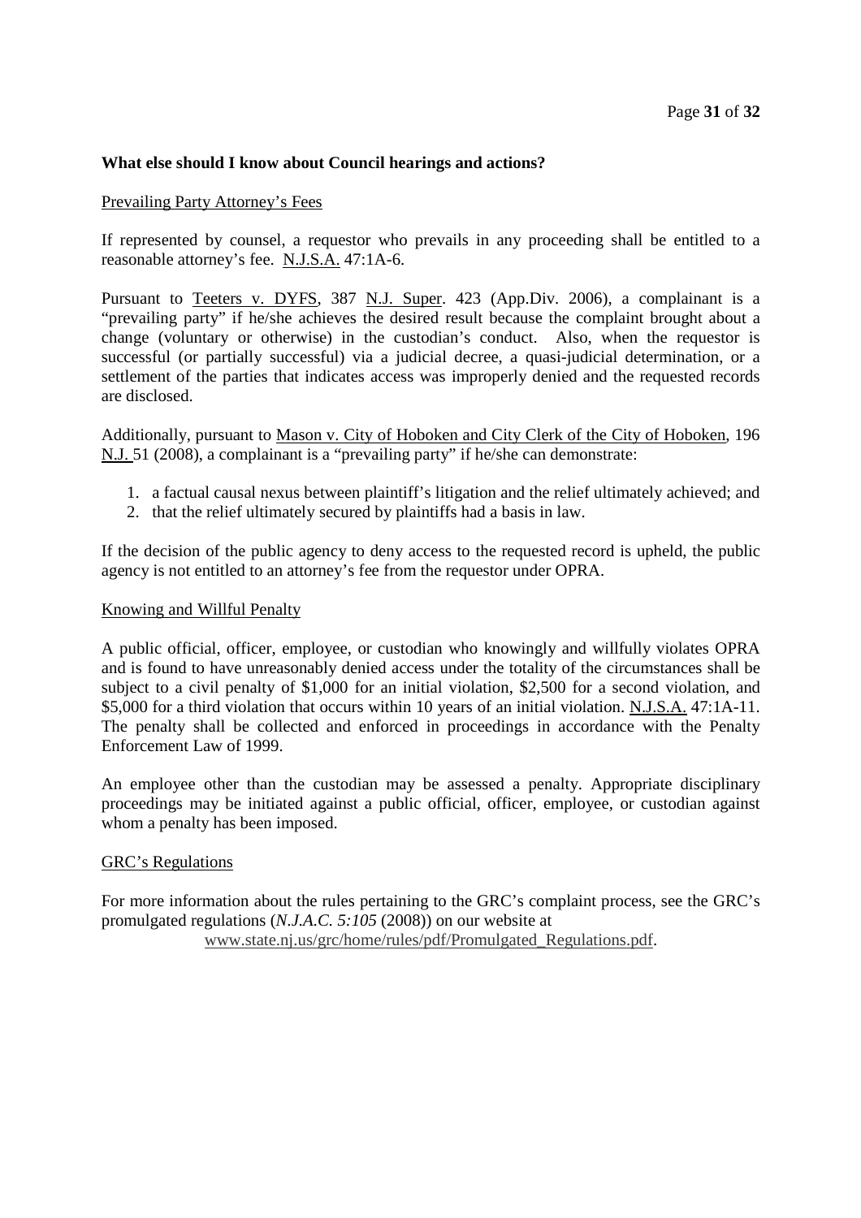**What else should I know about Council hearings and actions?**

Prevailing Party Attorney's Fees

If represented by counsel, a requestor who prevails in any proceeding shall be entitled to a reasonable attorney's fee. N.J.S.A. 47:1A-6.

Pursuant to Teeters v. DYFS, 387 N.J. Super. 423 (App.Div. 2006), a complainant is a "prevailing party" if he/she achieves the desired result because the complaint brought about a change (voluntary or otherwise) in the custodian's conduct. Also, when the requestor is successful (or partially successful) via a judicial decree, a quasi-judicial determination, or a settlement of the parties that indicates access was improperly denied and the requested records are disclosed.

Additionally, pursuant to Mason v. City of Hoboken and City Clerk of the City of Hoboken, 196 N.J. 51 (2008), a complainant is a "prevailing party" if he/she can demonstrate:

1. a factual causal nexus between plaintiff's litigation and the relief ultimately achieved; and
2. that the relief ultimately secured by plaintiffs had a basis in law.

If the decision of the public agency to deny access to the requested record is upheld, the public agency is not entitled to an attorney's fee from the requestor under OPRA.

Knowing and Willful Penalty

A public official, officer, employee, or custodian who knowingly and willfully violates OPRA and is found to have unreasonably denied access under the totality of the circumstances shall be subject to a civil penalty of $1,000 for an initial violation, $2,500 for a second violation, and $5,000 for a third violation that occurs within 10 years of an initial violation. N.J.S.A. 47:1A-11. The penalty shall be collected and enforced in proceedings in accordance with the Penalty Enforcement Law of 1999.

An employee other than the custodian may be assessed a penalty. Appropriate disciplinary proceedings may be initiated against a public official, officer, employee, or custodian against whom a penalty has been imposed.

GRC's Regulations

For more information about the rules pertaining to the GRC's complaint process, see the GRC's promulgated regulations (*N.J.A.C. 5:105* (2008)) on our website at www.state.nj.us/grc/home/rules/pdf/Promulgated_Regulations.pdf.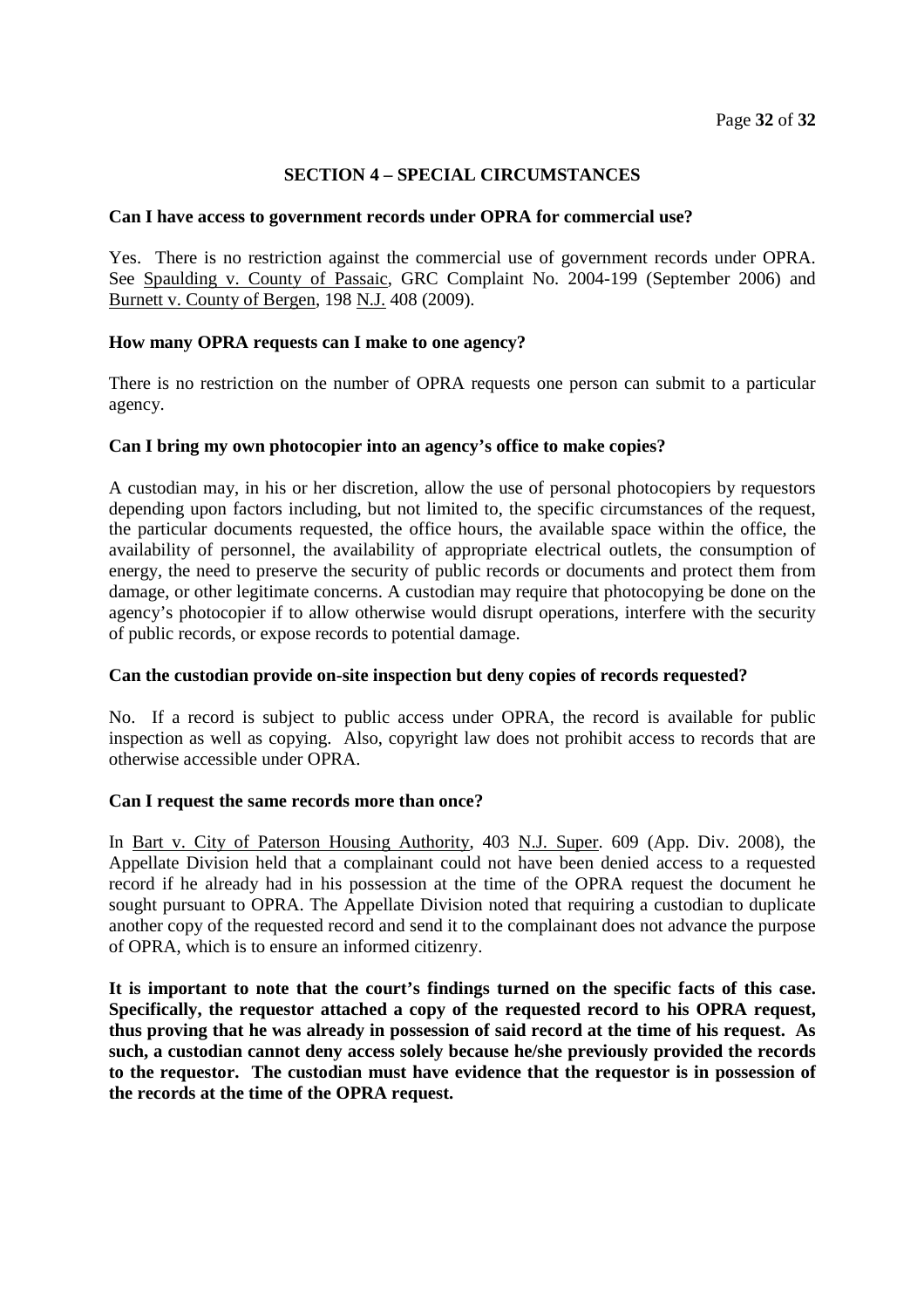## SECTION 4 – SPECIAL CIRCUMSTANCES

**Can I have access to government records under OPRA for commercial use?**

Yes. There is no restriction against the commercial use of government records under OPRA. See Spaulding v. County of Passaic, GRC Complaint No. 2004-199 (September 2006) and Burnett v. County of Bergen, 198 N.J. 408 (2009).

**How many OPRA requests can I make to one agency?**

There is no restriction on the number of OPRA requests one person can submit to a particular agency.

**Can I bring my own photocopier into an agency's office to make copies?**

A custodian may, in his or her discretion, allow the use of personal photocopiers by requestors depending upon factors including, but not limited to, the specific circumstances of the request, the particular documents requested, the office hours, the available space within the office, the availability of personnel, the availability of appropriate electrical outlets, the consumption of energy, the need to preserve the security of public records or documents and protect them from damage, or other legitimate concerns. A custodian may require that photocopying be done on the agency's photocopier if to allow otherwise would disrupt operations, interfere with the security of public records, or expose records to potential damage.

**Can the custodian provide on-site inspection but deny copies of records requested?**

No. If a record is subject to public access under OPRA, the record is available for public inspection as well as copying. Also, copyright law does not prohibit access to records that are otherwise accessible under OPRA.

**Can I request the same records more than once?**

In Bart v. City of Paterson Housing Authority, 403 N.J. Super. 609 (App. Div. 2008), the Appellate Division held that a complainant could not have been denied access to a requested record if he already had in his possession at the time of the OPRA request the document he sought pursuant to OPRA. The Appellate Division noted that requiring a custodian to duplicate another copy of the requested record and send it to the complainant does not advance the purpose of OPRA, which is to ensure an informed citizenry.

**It is important to note that the court's findings turned on the specific facts of this case. Specifically, the requestor attached a copy of the requested record to his OPRA request, thus proving that he was already in possession of said record at the time of his request. As such, a custodian cannot deny access solely because he/she previously provided the records to the requestor. The custodian must have evidence that the requestor is in possession of the records at the time of the OPRA request.**